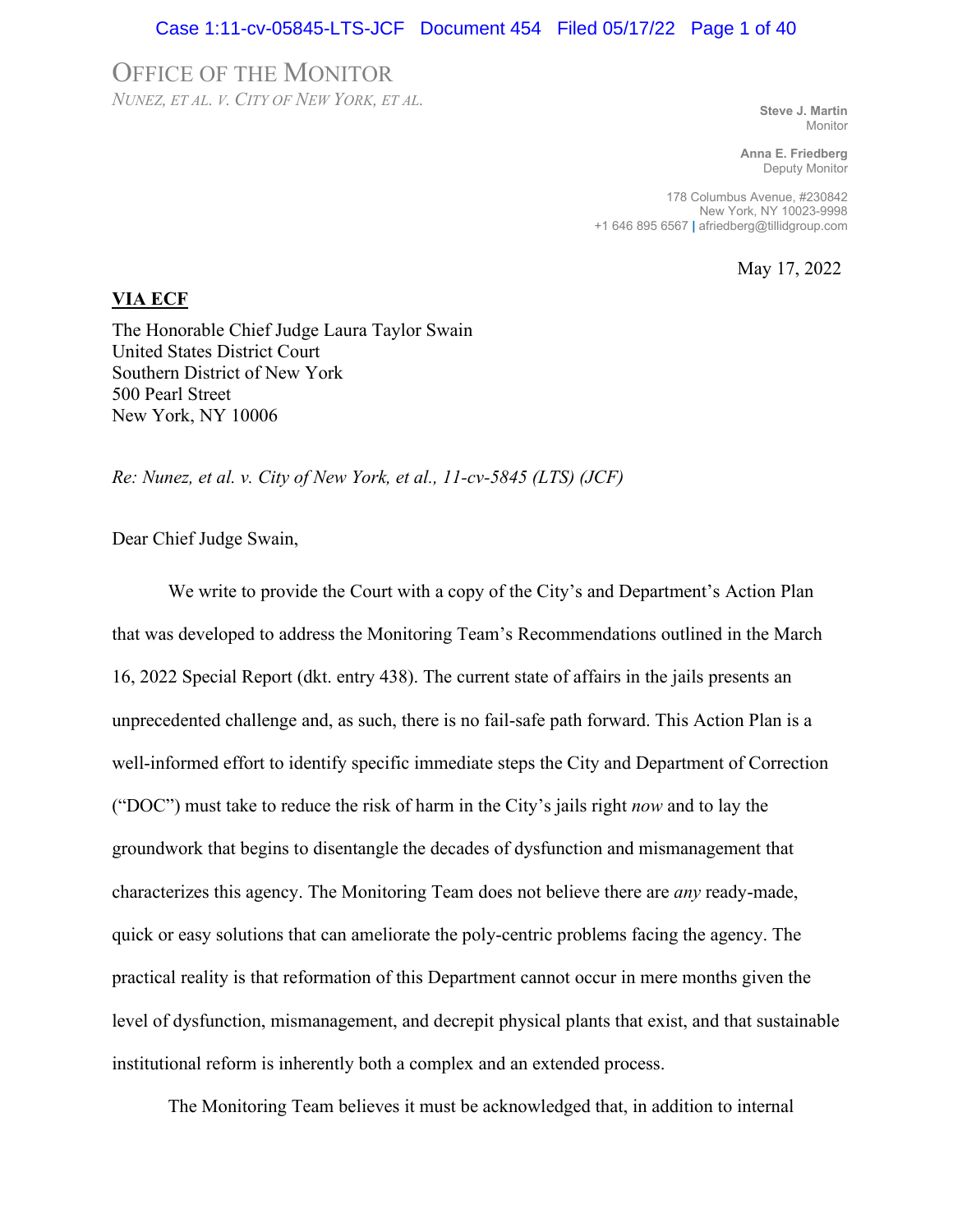OFFICE OF THE MONITOR

*NUNEZ, ET AL. V. CITY OF NEW YORK, ET AL.*

**Steve J. Martin**
Monitor

**Anna E. Friedberg**
Deputy Monitor

178 Columbus Avenue, #230842
New York, NY 10023-9998
+1 646 895 6567 | afriedberg@tillidgroup.com

May 17, 2022

**VIA ECF**

The Honorable Chief Judge Laura Taylor Swain
United States District Court
Southern District of New York
500 Pearl Street
New York, NY 10006

*Re: Nunez, et al. v. City of New York, et al., 11-cv-5845 (LTS) (JCF)*

Dear Chief Judge Swain,

We write to provide the Court with a copy of the City's and Department's Action Plan that was developed to address the Monitoring Team's Recommendations outlined in the March 16, 2022 Special Report (dkt. entry 438). The current state of affairs in the jails presents an unprecedented challenge and, as such, there is no fail-safe path forward. This Action Plan is a well-informed effort to identify specific immediate steps the City and Department of Correction ("DOC") must take to reduce the risk of harm in the City's jails right *now* and to lay the groundwork that begins to disentangle the decades of dysfunction and mismanagement that characterizes this agency. The Monitoring Team does not believe there are *any* ready-made, quick or easy solutions that can ameliorate the poly-centric problems facing the agency. The practical reality is that reformation of this Department cannot occur in mere months given the level of dysfunction, mismanagement, and decrepit physical plants that exist, and that sustainable institutional reform is inherently both a complex and an extended process.

The Monitoring Team believes it must be acknowledged that, in addition to internal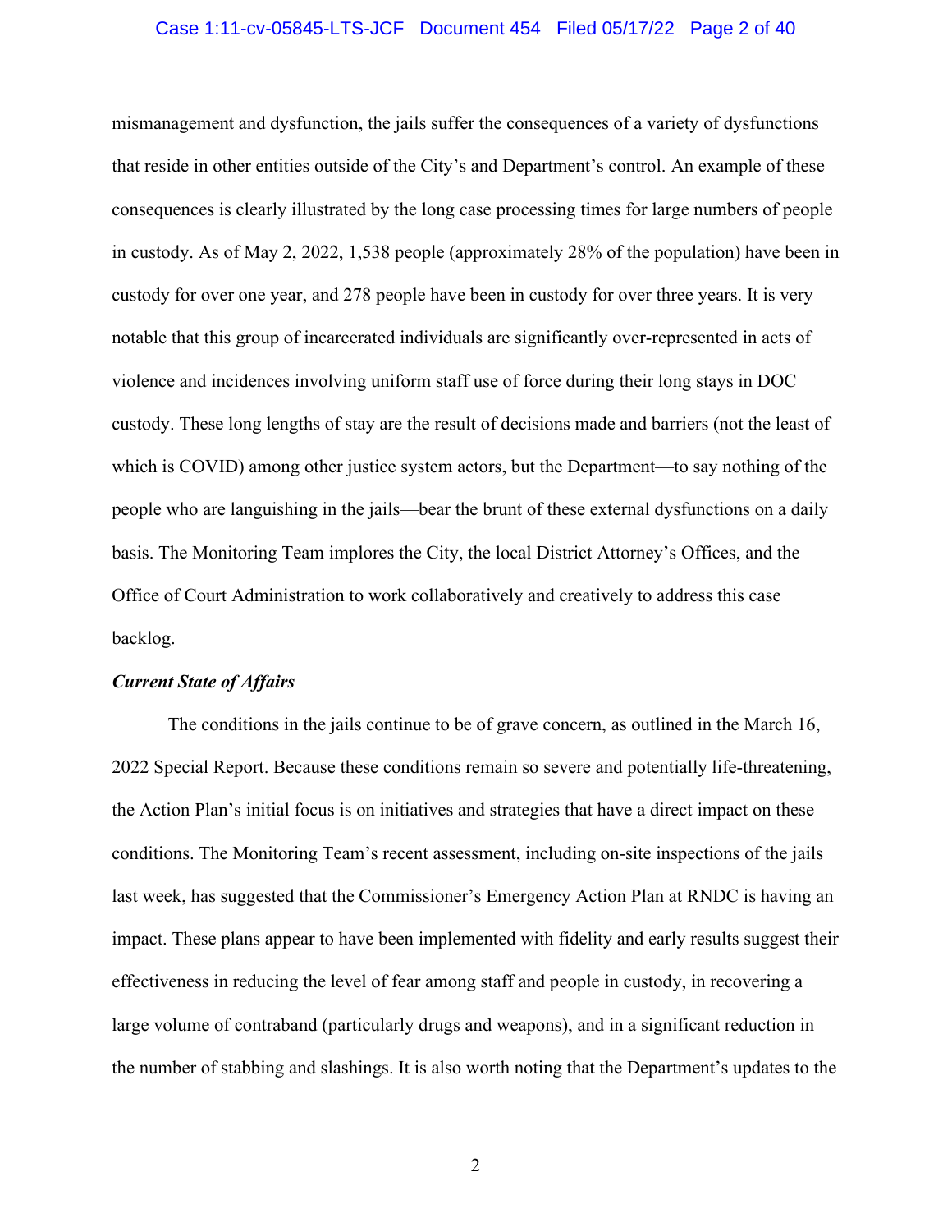mismanagement and dysfunction, the jails suffer the consequences of a variety of dysfunctions that reside in other entities outside of the City's and Department's control. An example of these consequences is clearly illustrated by the long case processing times for large numbers of people in custody. As of May 2, 2022, 1,538 people (approximately 28% of the population) have been in custody for over one year, and 278 people have been in custody for over three years. It is very notable that this group of incarcerated individuals are significantly over-represented in acts of violence and incidences involving uniform staff use of force during their long stays in DOC custody. These long lengths of stay are the result of decisions made and barriers (not the least of which is COVID) among other justice system actors, but the Department—to say nothing of the people who are languishing in the jails—bear the brunt of these external dysfunctions on a daily basis. The Monitoring Team implores the City, the local District Attorney's Offices, and the Office of Court Administration to work collaboratively and creatively to address this case backlog.

***Current State of Affairs***

The conditions in the jails continue to be of grave concern, as outlined in the March 16, 2022 Special Report. Because these conditions remain so severe and potentially life-threatening, the Action Plan's initial focus is on initiatives and strategies that have a direct impact on these conditions. The Monitoring Team's recent assessment, including on-site inspections of the jails last week, has suggested that the Commissioner's Emergency Action Plan at RNDC is having an impact. These plans appear to have been implemented with fidelity and early results suggest their effectiveness in reducing the level of fear among staff and people in custody, in recovering a large volume of contraband (particularly drugs and weapons), and in a significant reduction in the number of stabbing and slashings. It is also worth noting that the Department's updates to the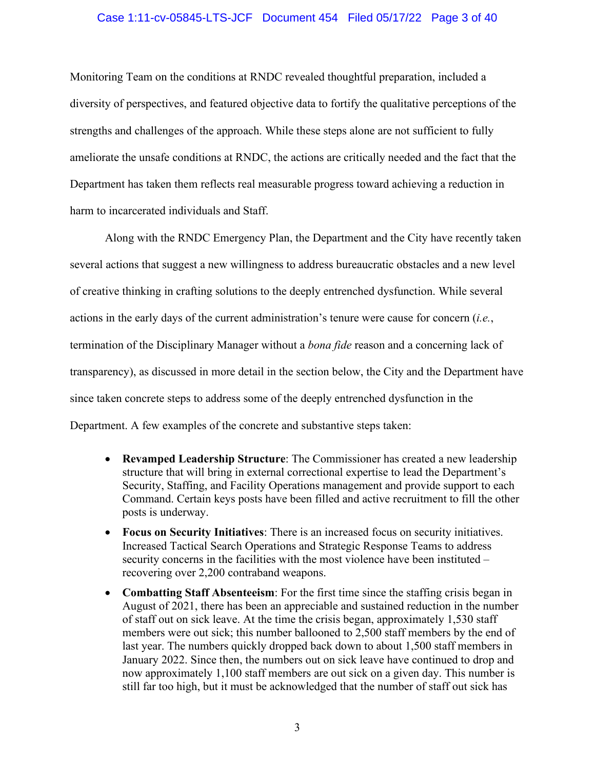Monitoring Team on the conditions at RNDC revealed thoughtful preparation, included a diversity of perspectives, and featured objective data to fortify the qualitative perceptions of the strengths and challenges of the approach. While these steps alone are not sufficient to fully ameliorate the unsafe conditions at RNDC, the actions are critically needed and the fact that the Department has taken them reflects real measurable progress toward achieving a reduction in harm to incarcerated individuals and Staff.

Along with the RNDC Emergency Plan, the Department and the City have recently taken several actions that suggest a new willingness to address bureaucratic obstacles and a new level of creative thinking in crafting solutions to the deeply entrenched dysfunction. While several actions in the early days of the current administration's tenure were cause for concern (*i.e.*, termination of the Disciplinary Manager without a *bona fide* reason and a concerning lack of transparency), as discussed in more detail in the section below, the City and the Department have since taken concrete steps to address some of the deeply entrenched dysfunction in the Department. A few examples of the concrete and substantive steps taken:

- **Revamped Leadership Structure**: The Commissioner has created a new leadership structure that will bring in external correctional expertise to lead the Department's Security, Staffing, and Facility Operations management and provide support to each Command. Certain keys posts have been filled and active recruitment to fill the other posts is underway.
- **Focus on Security Initiatives**: There is an increased focus on security initiatives. Increased Tactical Search Operations and Strategic Response Teams to address security concerns in the facilities with the most violence have been instituted – recovering over 2,200 contraband weapons.
- **Combatting Staff Absenteeism**: For the first time since the staffing crisis began in August of 2021, there has been an appreciable and sustained reduction in the number of staff out on sick leave. At the time the crisis began, approximately 1,530 staff members were out sick; this number ballooned to 2,500 staff members by the end of last year. The numbers quickly dropped back down to about 1,500 staff members in January 2022. Since then, the numbers out on sick leave have continued to drop and now approximately 1,100 staff members are out sick on a given day. This number is still far too high, but it must be acknowledged that the number of staff out sick has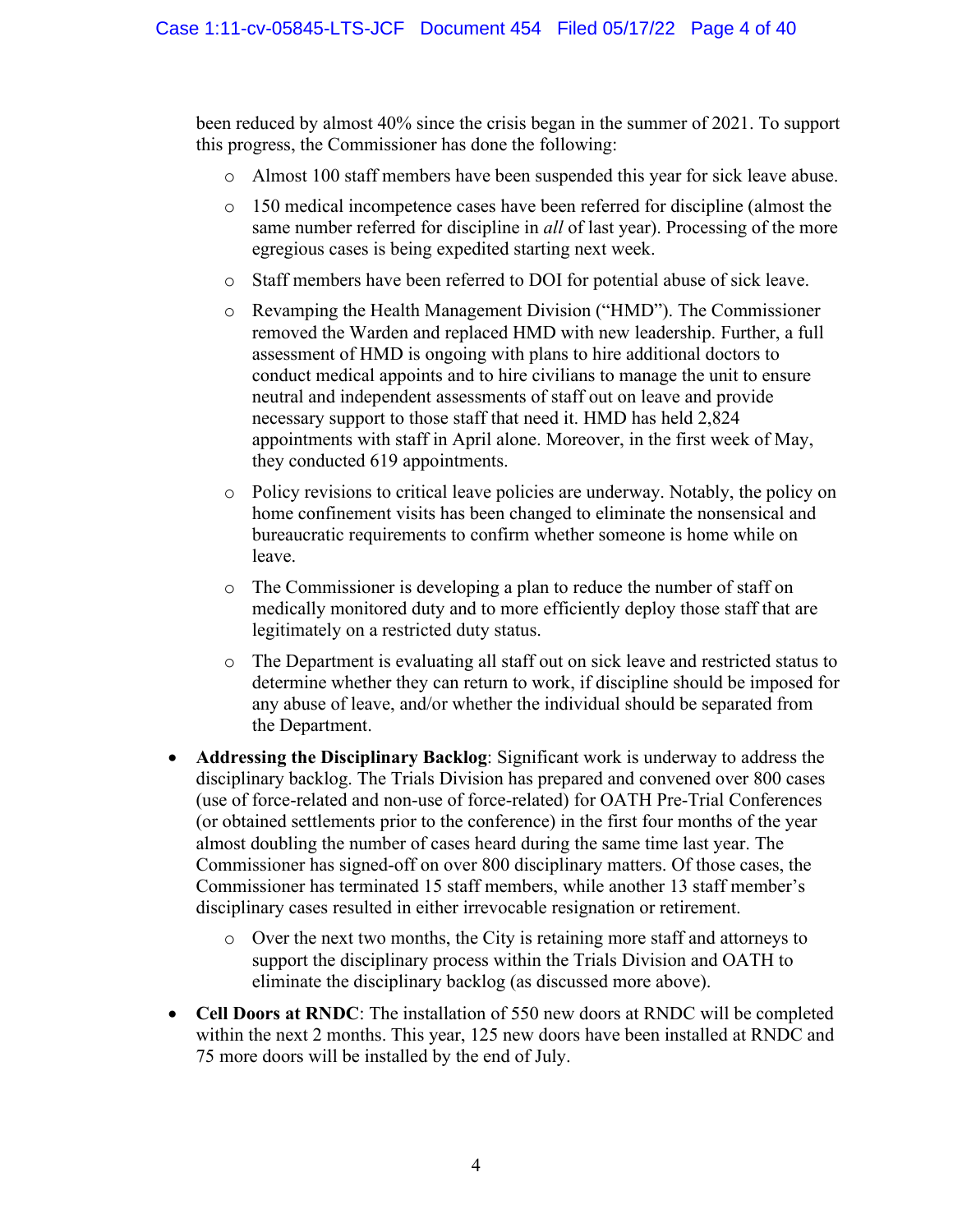been reduced by almost 40% since the crisis began in the summer of 2021. To support this progress, the Commissioner has done the following:

  - Almost 100 staff members have been suspended this year for sick leave abuse.
  - 150 medical incompetence cases have been referred for discipline (almost the same number referred for discipline in *all* of last year). Processing of the more egregious cases is being expedited starting next week.
  - Staff members have been referred to DOI for potential abuse of sick leave.
  - Revamping the Health Management Division ("HMD"). The Commissioner removed the Warden and replaced HMD with new leadership. Further, a full assessment of HMD is ongoing with plans to hire additional doctors to conduct medical appoints and to hire civilians to manage the unit to ensure neutral and independent assessments of staff out on leave and provide necessary support to those staff that need it. HMD has held 2,824 appointments with staff in April alone. Moreover, in the first week of May, they conducted 619 appointments.
  - Policy revisions to critical leave policies are underway. Notably, the policy on home confinement visits has been changed to eliminate the nonsensical and bureaucratic requirements to confirm whether someone is home while on leave.
  - The Commissioner is developing a plan to reduce the number of staff on medically monitored duty and to more efficiently deploy those staff that are legitimately on a restricted duty status.
  - The Department is evaluating all staff out on sick leave and restricted status to determine whether they can return to work, if discipline should be imposed for any abuse of leave, and/or whether the individual should be separated from the Department.

- **Addressing the Disciplinary Backlog**: Significant work is underway to address the disciplinary backlog. The Trials Division has prepared and convened over 800 cases (use of force-related and non-use of force-related) for OATH Pre-Trial Conferences (or obtained settlements prior to the conference) in the first four months of the year almost doubling the number of cases heard during the same time last year. The Commissioner has signed-off on over 800 disciplinary matters. Of those cases, the Commissioner has terminated 15 staff members, while another 13 staff member's disciplinary cases resulted in either irrevocable resignation or retirement.
  - Over the next two months, the City is retaining more staff and attorneys to support the disciplinary process within the Trials Division and OATH to eliminate the disciplinary backlog (as discussed more above).
- **Cell Doors at RNDC**: The installation of 550 new doors at RNDC will be completed within the next 2 months. This year, 125 new doors have been installed at RNDC and 75 more doors will be installed by the end of July.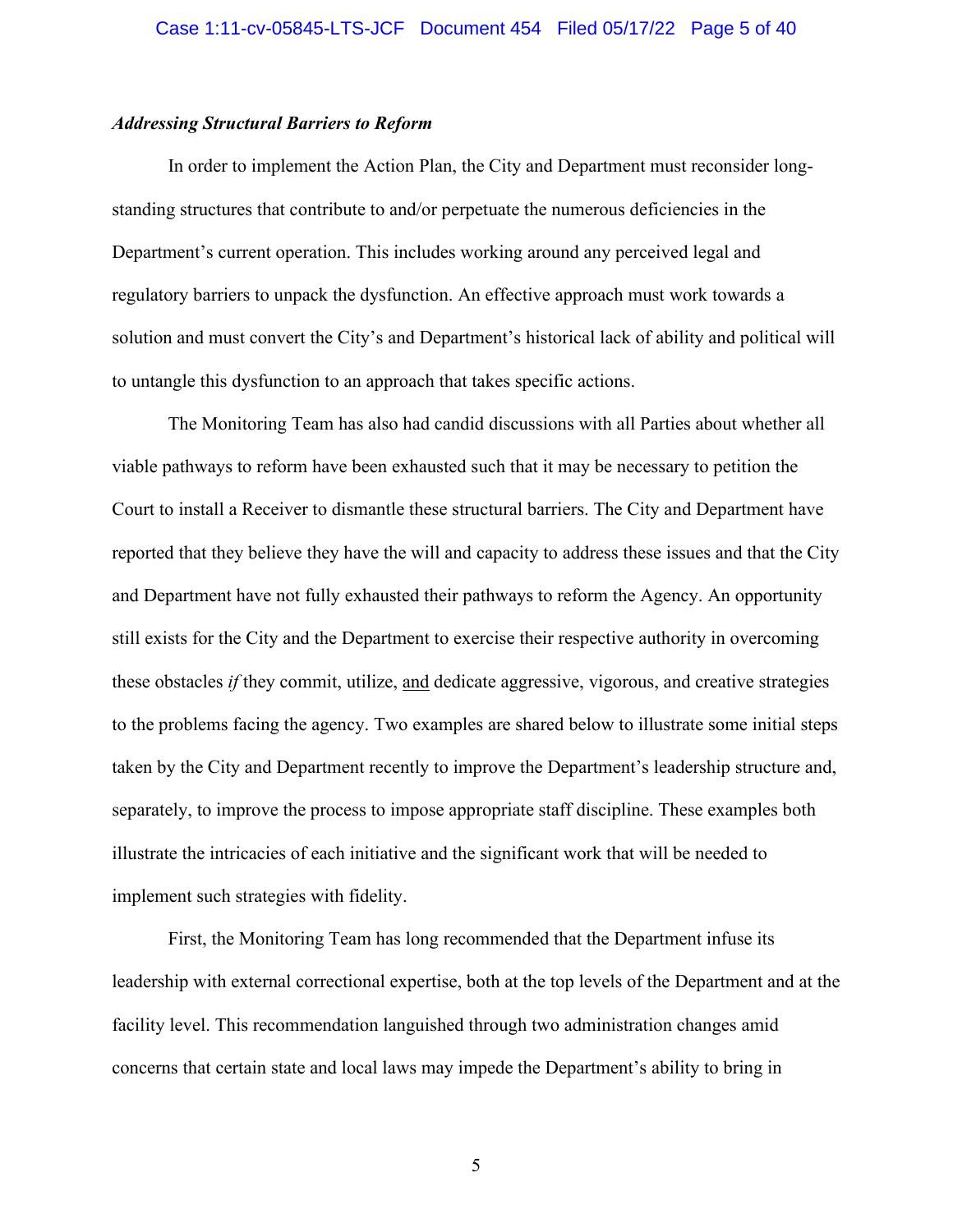***Addressing Structural Barriers to Reform***

In order to implement the Action Plan, the City and Department must reconsider long-standing structures that contribute to and/or perpetuate the numerous deficiencies in the Department's current operation. This includes working around any perceived legal and regulatory barriers to unpack the dysfunction. An effective approach must work towards a solution and must convert the City's and Department's historical lack of ability and political will to untangle this dysfunction to an approach that takes specific actions.

The Monitoring Team has also had candid discussions with all Parties about whether all viable pathways to reform have been exhausted such that it may be necessary to petition the Court to install a Receiver to dismantle these structural barriers. The City and Department have reported that they believe they have the will and capacity to address these issues and that the City and Department have not fully exhausted their pathways to reform the Agency. An opportunity still exists for the City and the Department to exercise their respective authority in overcoming these obstacles *if* they commit, utilize, <u>and</u> dedicate aggressive, vigorous, and creative strategies to the problems facing the agency. Two examples are shared below to illustrate some initial steps taken by the City and Department recently to improve the Department's leadership structure and, separately, to improve the process to impose appropriate staff discipline. These examples both illustrate the intricacies of each initiative and the significant work that will be needed to implement such strategies with fidelity.

First, the Monitoring Team has long recommended that the Department infuse its leadership with external correctional expertise, both at the top levels of the Department and at the facility level. This recommendation languished through two administration changes amid concerns that certain state and local laws may impede the Department's ability to bring in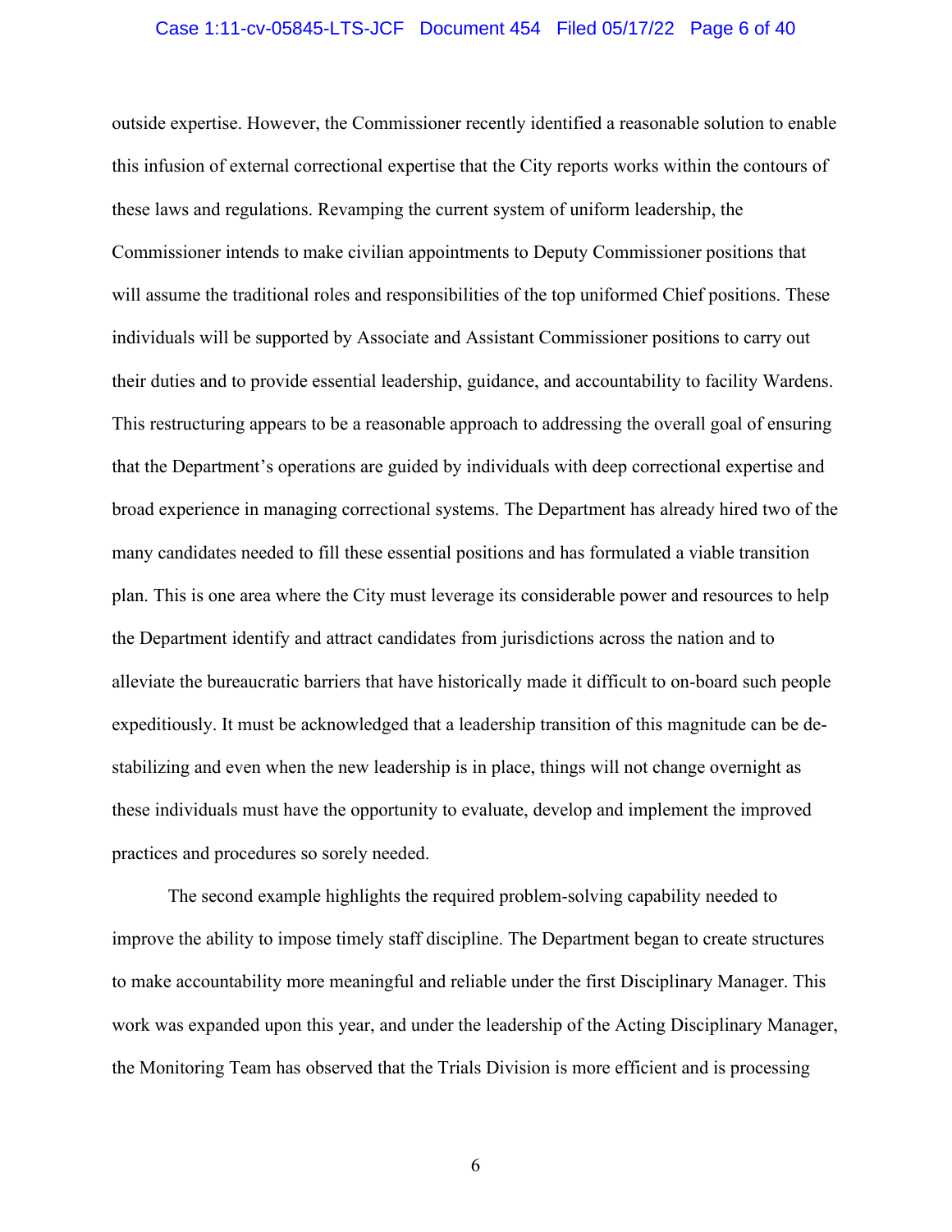outside expertise. However, the Commissioner recently identified a reasonable solution to enable this infusion of external correctional expertise that the City reports works within the contours of these laws and regulations. Revamping the current system of uniform leadership, the Commissioner intends to make civilian appointments to Deputy Commissioner positions that will assume the traditional roles and responsibilities of the top uniformed Chief positions. These individuals will be supported by Associate and Assistant Commissioner positions to carry out their duties and to provide essential leadership, guidance, and accountability to facility Wardens. This restructuring appears to be a reasonable approach to addressing the overall goal of ensuring that the Department's operations are guided by individuals with deep correctional expertise and broad experience in managing correctional systems. The Department has already hired two of the many candidates needed to fill these essential positions and has formulated a viable transition plan. This is one area where the City must leverage its considerable power and resources to help the Department identify and attract candidates from jurisdictions across the nation and to alleviate the bureaucratic barriers that have historically made it difficult to on-board such people expeditiously. It must be acknowledged that a leadership transition of this magnitude can be de-stabilizing and even when the new leadership is in place, things will not change overnight as these individuals must have the opportunity to evaluate, develop and implement the improved practices and procedures so sorely needed.

The second example highlights the required problem-solving capability needed to improve the ability to impose timely staff discipline. The Department began to create structures to make accountability more meaningful and reliable under the first Disciplinary Manager. This work was expanded upon this year, and under the leadership of the Acting Disciplinary Manager, the Monitoring Team has observed that the Trials Division is more efficient and is processing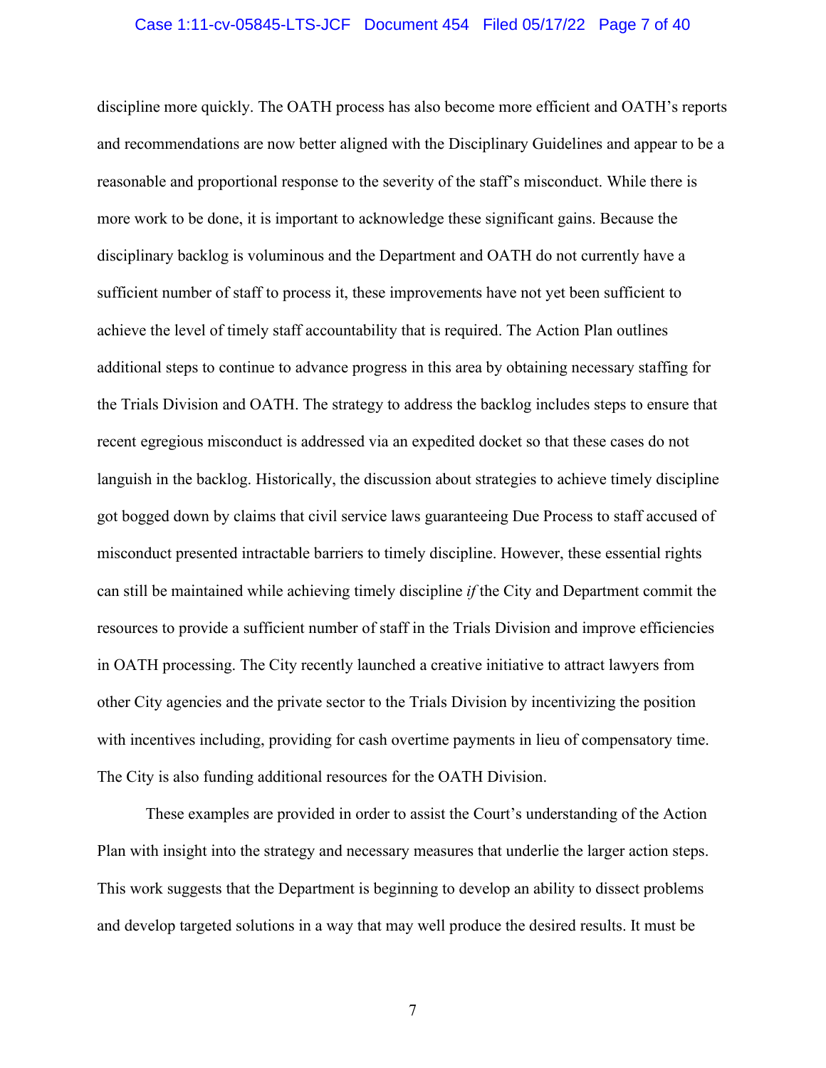discipline more quickly. The OATH process has also become more efficient and OATH's reports and recommendations are now better aligned with the Disciplinary Guidelines and appear to be a reasonable and proportional response to the severity of the staff's misconduct. While there is more work to be done, it is important to acknowledge these significant gains. Because the disciplinary backlog is voluminous and the Department and OATH do not currently have a sufficient number of staff to process it, these improvements have not yet been sufficient to achieve the level of timely staff accountability that is required. The Action Plan outlines additional steps to continue to advance progress in this area by obtaining necessary staffing for the Trials Division and OATH. The strategy to address the backlog includes steps to ensure that recent egregious misconduct is addressed via an expedited docket so that these cases do not languish in the backlog. Historically, the discussion about strategies to achieve timely discipline got bogged down by claims that civil service laws guaranteeing Due Process to staff accused of misconduct presented intractable barriers to timely discipline. However, these essential rights can still be maintained while achieving timely discipline *if* the City and Department commit the resources to provide a sufficient number of staff in the Trials Division and improve efficiencies in OATH processing. The City recently launched a creative initiative to attract lawyers from other City agencies and the private sector to the Trials Division by incentivizing the position with incentives including, providing for cash overtime payments in lieu of compensatory time. The City is also funding additional resources for the OATH Division.

These examples are provided in order to assist the Court's understanding of the Action Plan with insight into the strategy and necessary measures that underlie the larger action steps. This work suggests that the Department is beginning to develop an ability to dissect problems and develop targeted solutions in a way that may well produce the desired results. It must be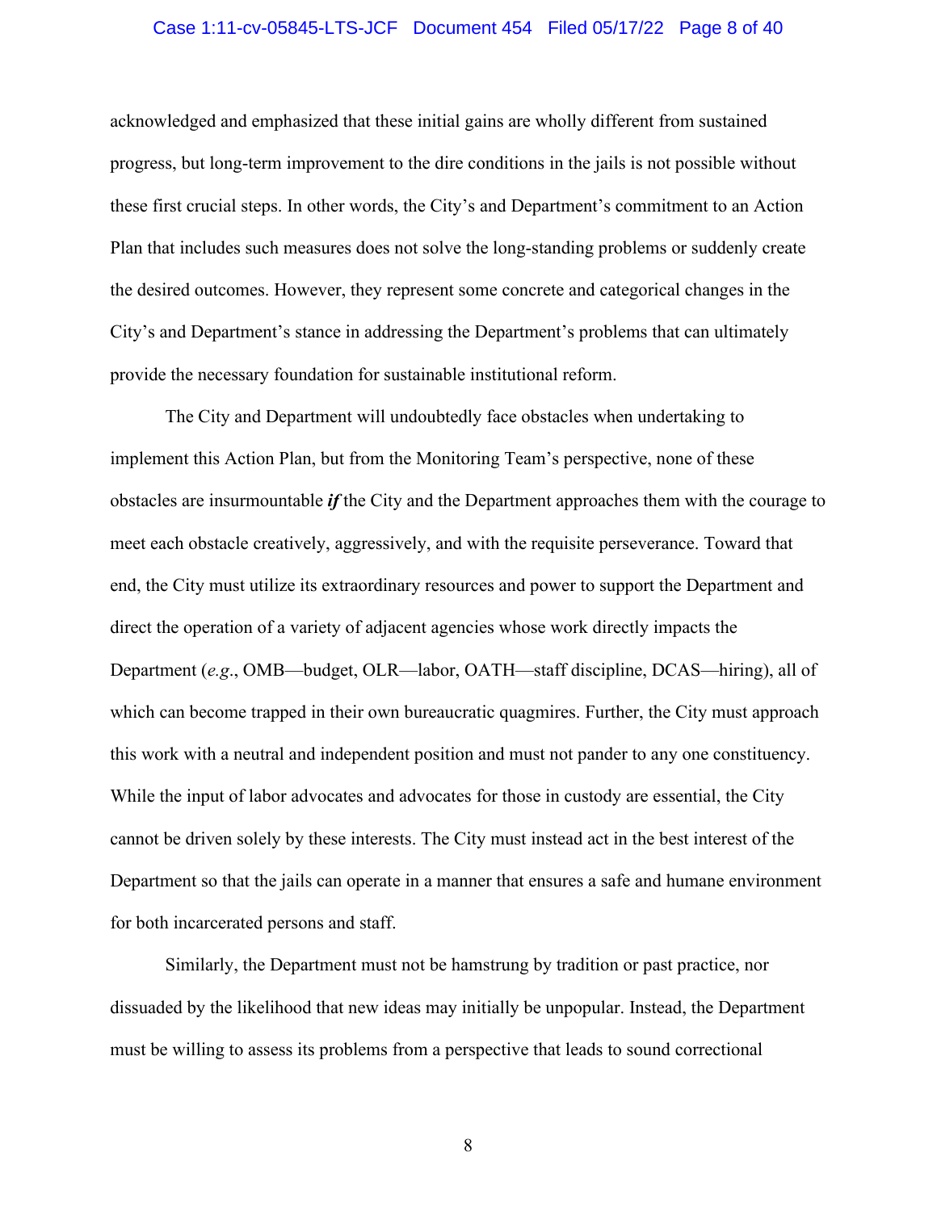acknowledged and emphasized that these initial gains are wholly different from sustained progress, but long-term improvement to the dire conditions in the jails is not possible without these first crucial steps. In other words, the City's and Department's commitment to an Action Plan that includes such measures does not solve the long-standing problems or suddenly create the desired outcomes. However, they represent some concrete and categorical changes in the City's and Department's stance in addressing the Department's problems that can ultimately provide the necessary foundation for sustainable institutional reform.

The City and Department will undoubtedly face obstacles when undertaking to implement this Action Plan, but from the Monitoring Team's perspective, none of these obstacles are insurmountable ***if*** the City and the Department approaches them with the courage to meet each obstacle creatively, aggressively, and with the requisite perseverance. Toward that end, the City must utilize its extraordinary resources and power to support the Department and direct the operation of a variety of adjacent agencies whose work directly impacts the Department (*e.g.*, OMB—budget, OLR—labor, OATH—staff discipline, DCAS—hiring), all of which can become trapped in their own bureaucratic quagmires. Further, the City must approach this work with a neutral and independent position and must not pander to any one constituency. While the input of labor advocates and advocates for those in custody are essential, the City cannot be driven solely by these interests. The City must instead act in the best interest of the Department so that the jails can operate in a manner that ensures a safe and humane environment for both incarcerated persons and staff.

Similarly, the Department must not be hamstrung by tradition or past practice, nor dissuaded by the likelihood that new ideas may initially be unpopular. Instead, the Department must be willing to assess its problems from a perspective that leads to sound correctional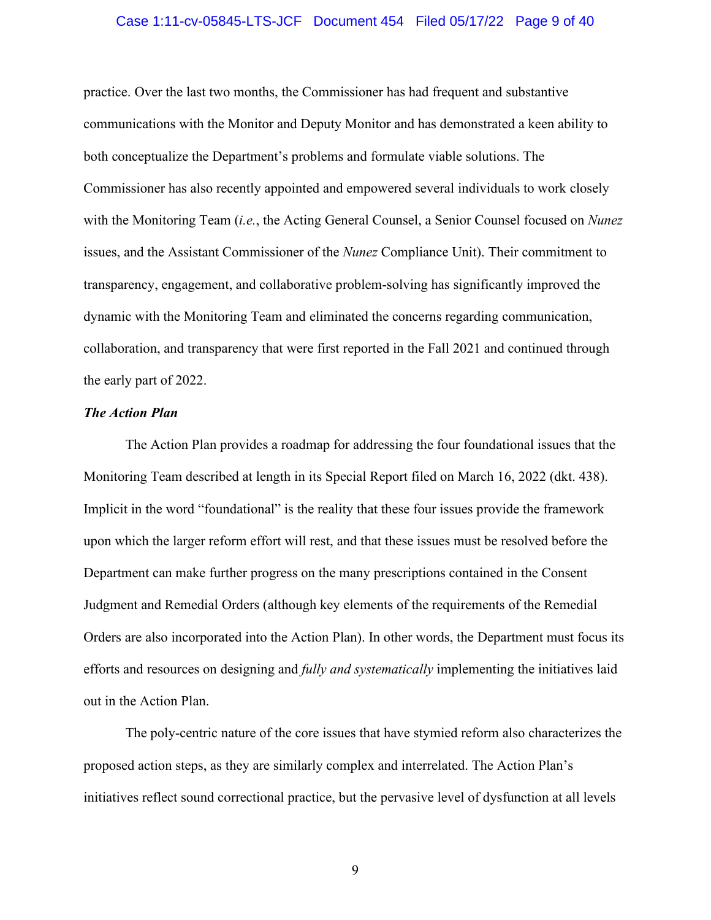practice. Over the last two months, the Commissioner has had frequent and substantive communications with the Monitor and Deputy Monitor and has demonstrated a keen ability to both conceptualize the Department's problems and formulate viable solutions. The Commissioner has also recently appointed and empowered several individuals to work closely with the Monitoring Team (*i.e.*, the Acting General Counsel, a Senior Counsel focused on *Nunez* issues, and the Assistant Commissioner of the *Nunez* Compliance Unit). Their commitment to transparency, engagement, and collaborative problem-solving has significantly improved the dynamic with the Monitoring Team and eliminated the concerns regarding communication, collaboration, and transparency that were first reported in the Fall 2021 and continued through the early part of 2022.

***The Action Plan***

The Action Plan provides a roadmap for addressing the four foundational issues that the Monitoring Team described at length in its Special Report filed on March 16, 2022 (dkt. 438). Implicit in the word "foundational" is the reality that these four issues provide the framework upon which the larger reform effort will rest, and that these issues must be resolved before the Department can make further progress on the many prescriptions contained in the Consent Judgment and Remedial Orders (although key elements of the requirements of the Remedial Orders are also incorporated into the Action Plan). In other words, the Department must focus its efforts and resources on designing and *fully and systematically* implementing the initiatives laid out in the Action Plan.

The poly-centric nature of the core issues that have stymied reform also characterizes the proposed action steps, as they are similarly complex and interrelated. The Action Plan's initiatives reflect sound correctional practice, but the pervasive level of dysfunction at all levels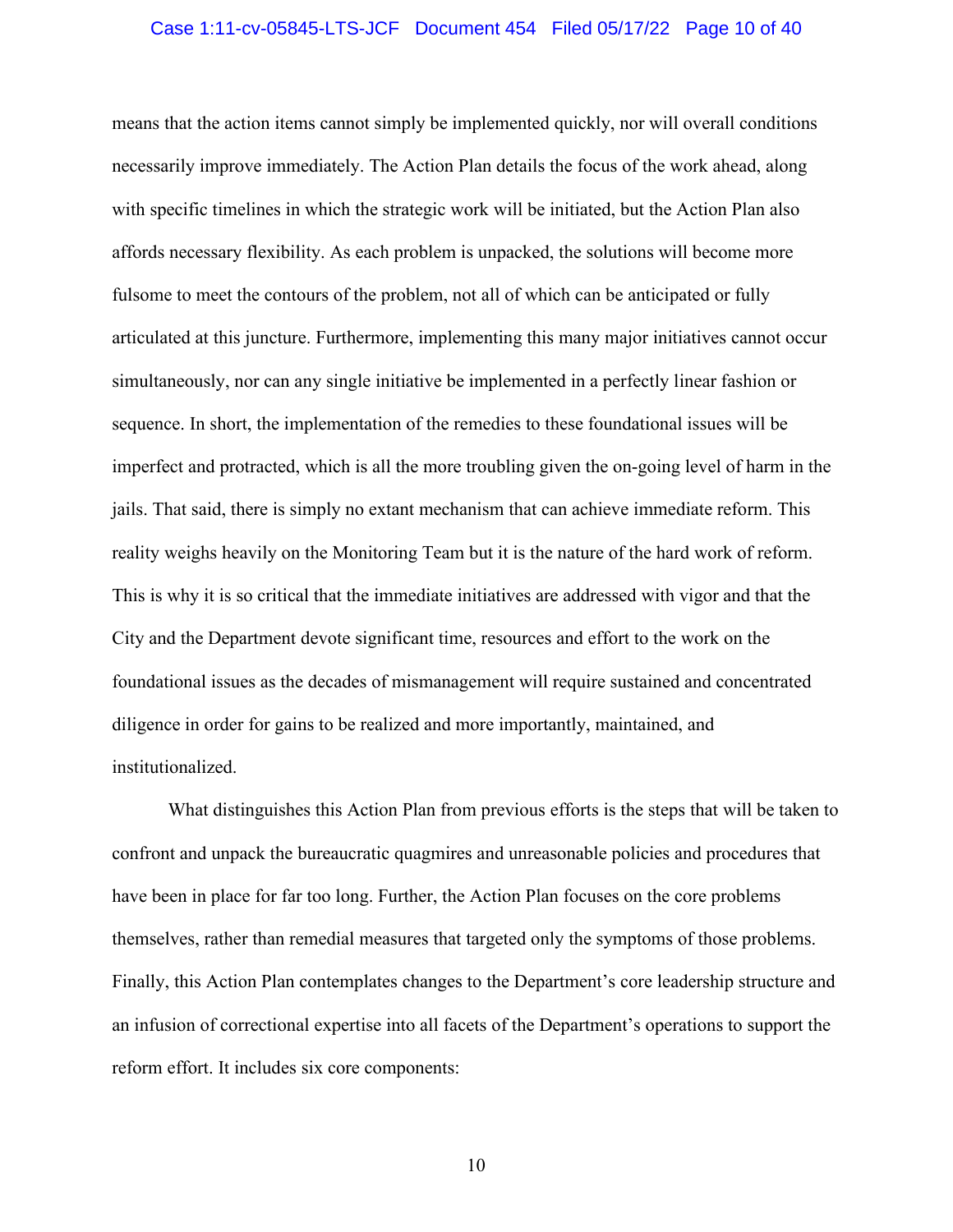means that the action items cannot simply be implemented quickly, nor will overall conditions necessarily improve immediately. The Action Plan details the focus of the work ahead, along with specific timelines in which the strategic work will be initiated, but the Action Plan also affords necessary flexibility. As each problem is unpacked, the solutions will become more fulsome to meet the contours of the problem, not all of which can be anticipated or fully articulated at this juncture. Furthermore, implementing this many major initiatives cannot occur simultaneously, nor can any single initiative be implemented in a perfectly linear fashion or sequence. In short, the implementation of the remedies to these foundational issues will be imperfect and protracted, which is all the more troubling given the on-going level of harm in the jails. That said, there is simply no extant mechanism that can achieve immediate reform. This reality weighs heavily on the Monitoring Team but it is the nature of the hard work of reform. This is why it is so critical that the immediate initiatives are addressed with vigor and that the City and the Department devote significant time, resources and effort to the work on the foundational issues as the decades of mismanagement will require sustained and concentrated diligence in order for gains to be realized and more importantly, maintained, and institutionalized.

What distinguishes this Action Plan from previous efforts is the steps that will be taken to confront and unpack the bureaucratic quagmires and unreasonable policies and procedures that have been in place for far too long. Further, the Action Plan focuses on the core problems themselves, rather than remedial measures that targeted only the symptoms of those problems. Finally, this Action Plan contemplates changes to the Department's core leadership structure and an infusion of correctional expertise into all facets of the Department's operations to support the reform effort. It includes six core components: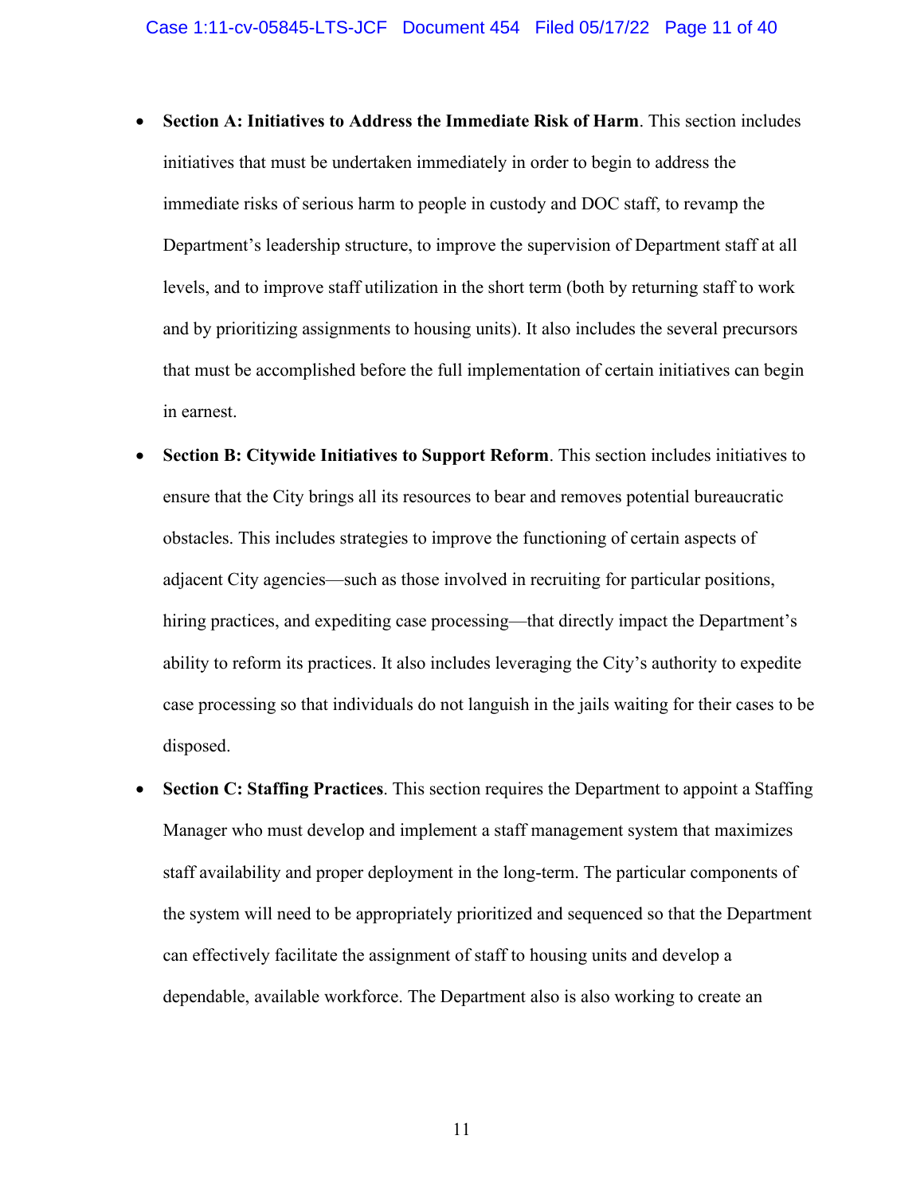- **Section A: Initiatives to Address the Immediate Risk of Harm**. This section includes initiatives that must be undertaken immediately in order to begin to address the immediate risks of serious harm to people in custody and DOC staff, to revamp the Department's leadership structure, to improve the supervision of Department staff at all levels, and to improve staff utilization in the short term (both by returning staff to work and by prioritizing assignments to housing units). It also includes the several precursors that must be accomplished before the full implementation of certain initiatives can begin in earnest.
- **Section B: Citywide Initiatives to Support Reform**. This section includes initiatives to ensure that the City brings all its resources to bear and removes potential bureaucratic obstacles. This includes strategies to improve the functioning of certain aspects of adjacent City agencies—such as those involved in recruiting for particular positions, hiring practices, and expediting case processing—that directly impact the Department's ability to reform its practices. It also includes leveraging the City's authority to expedite case processing so that individuals do not languish in the jails waiting for their cases to be disposed.
- **Section C: Staffing Practices**. This section requires the Department to appoint a Staffing Manager who must develop and implement a staff management system that maximizes staff availability and proper deployment in the long-term. The particular components of the system will need to be appropriately prioritized and sequenced so that the Department can effectively facilitate the assignment of staff to housing units and develop a dependable, available workforce. The Department also is also working to create an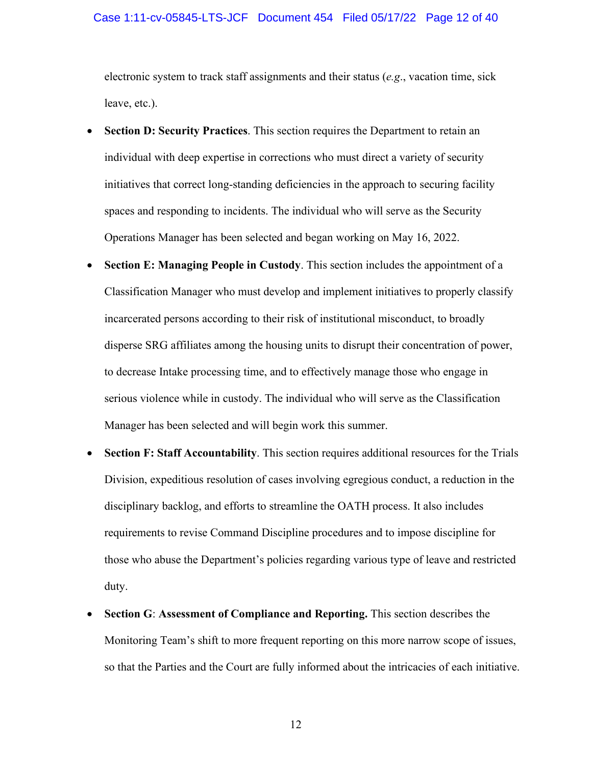electronic system to track staff assignments and their status (*e.g.*, vacation time, sick leave, etc.).

- **Section D: Security Practices**. This section requires the Department to retain an individual with deep expertise in corrections who must direct a variety of security initiatives that correct long-standing deficiencies in the approach to securing facility spaces and responding to incidents. The individual who will serve as the Security Operations Manager has been selected and began working on May 16, 2022.
- **Section E: Managing People in Custody**. This section includes the appointment of a Classification Manager who must develop and implement initiatives to properly classify incarcerated persons according to their risk of institutional misconduct, to broadly disperse SRG affiliates among the housing units to disrupt their concentration of power, to decrease Intake processing time, and to effectively manage those who engage in serious violence while in custody. The individual who will serve as the Classification Manager has been selected and will begin work this summer.
- **Section F: Staff Accountability**. This section requires additional resources for the Trials Division, expeditious resolution of cases involving egregious conduct, a reduction in the disciplinary backlog, and efforts to streamline the OATH process. It also includes requirements to revise Command Discipline procedures and to impose discipline for those who abuse the Department's policies regarding various type of leave and restricted duty.
- **Section G**: **Assessment of Compliance and Reporting.** This section describes the Monitoring Team's shift to more frequent reporting on this more narrow scope of issues, so that the Parties and the Court are fully informed about the intricacies of each initiative.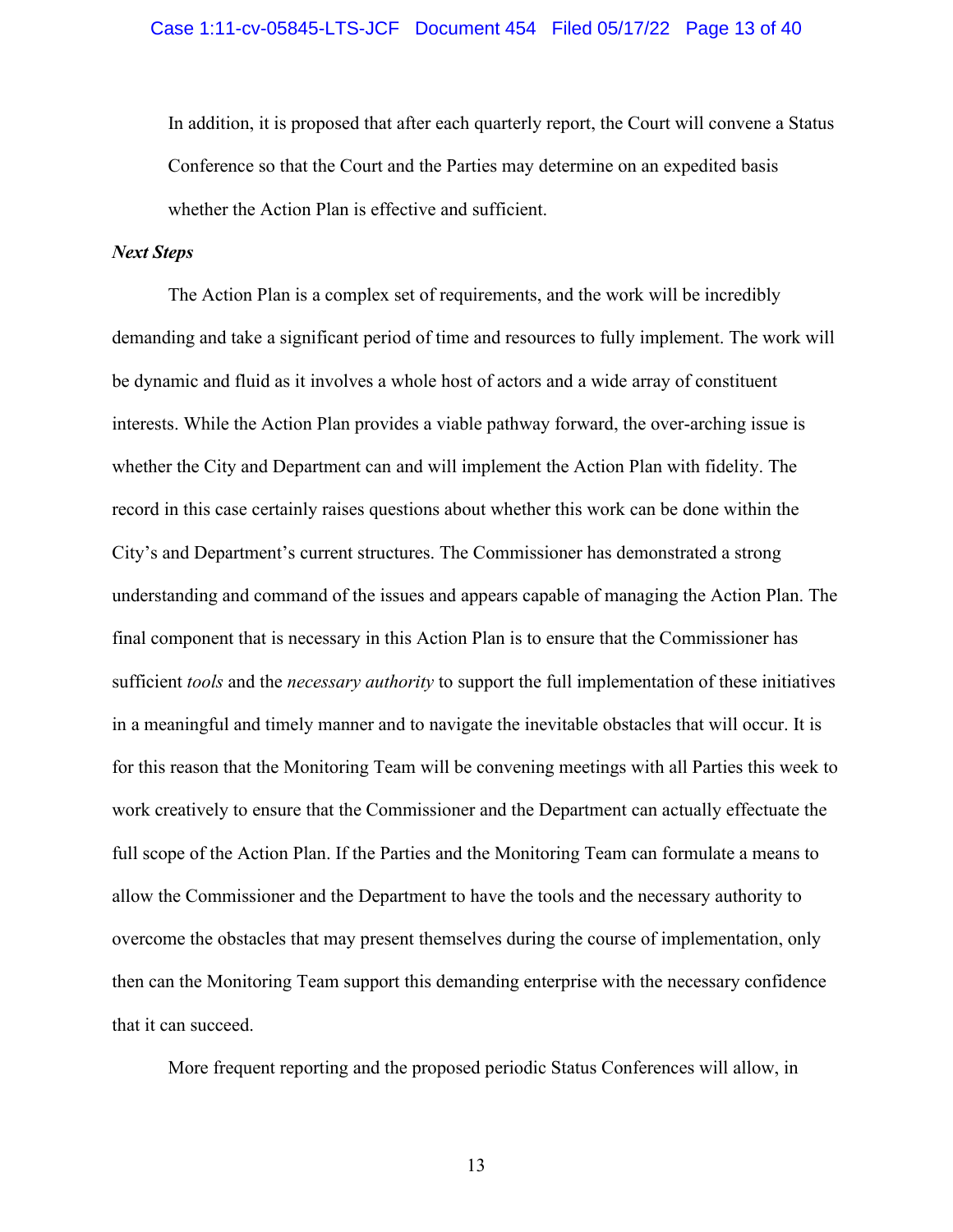In addition, it is proposed that after each quarterly report, the Court will convene a Status Conference so that the Court and the Parties may determine on an expedited basis whether the Action Plan is effective and sufficient.

***Next Steps***

The Action Plan is a complex set of requirements, and the work will be incredibly demanding and take a significant period of time and resources to fully implement. The work will be dynamic and fluid as it involves a whole host of actors and a wide array of constituent interests. While the Action Plan provides a viable pathway forward, the over-arching issue is whether the City and Department can and will implement the Action Plan with fidelity. The record in this case certainly raises questions about whether this work can be done within the City's and Department's current structures. The Commissioner has demonstrated a strong understanding and command of the issues and appears capable of managing the Action Plan. The final component that is necessary in this Action Plan is to ensure that the Commissioner has sufficient *tools* and the *necessary authority* to support the full implementation of these initiatives in a meaningful and timely manner and to navigate the inevitable obstacles that will occur. It is for this reason that the Monitoring Team will be convening meetings with all Parties this week to work creatively to ensure that the Commissioner and the Department can actually effectuate the full scope of the Action Plan. If the Parties and the Monitoring Team can formulate a means to allow the Commissioner and the Department to have the tools and the necessary authority to overcome the obstacles that may present themselves during the course of implementation, only then can the Monitoring Team support this demanding enterprise with the necessary confidence that it can succeed.

More frequent reporting and the proposed periodic Status Conferences will allow, in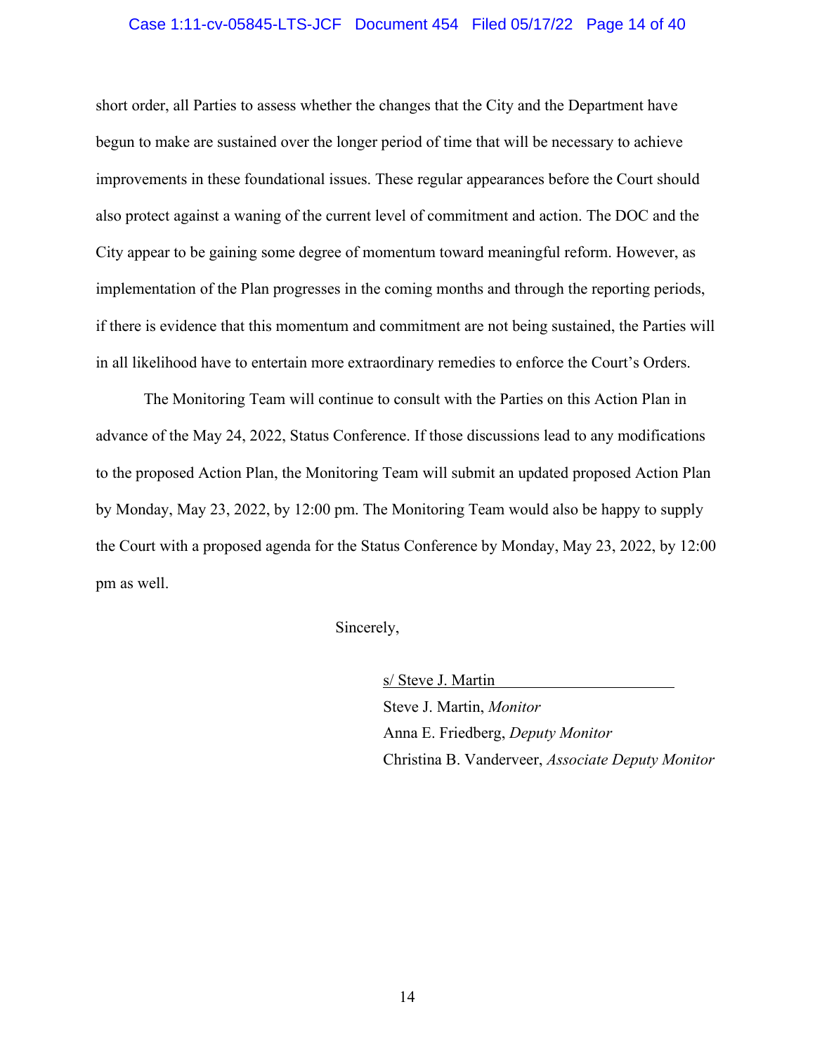short order, all Parties to assess whether the changes that the City and the Department have begun to make are sustained over the longer period of time that will be necessary to achieve improvements in these foundational issues. These regular appearances before the Court should also protect against a waning of the current level of commitment and action. The DOC and the City appear to be gaining some degree of momentum toward meaningful reform. However, as implementation of the Plan progresses in the coming months and through the reporting periods, if there is evidence that this momentum and commitment are not being sustained, the Parties will in all likelihood have to entertain more extraordinary remedies to enforce the Court's Orders.

The Monitoring Team will continue to consult with the Parties on this Action Plan in advance of the May 24, 2022, Status Conference. If those discussions lead to any modifications to the proposed Action Plan, the Monitoring Team will submit an updated proposed Action Plan by Monday, May 23, 2022, by 12:00 pm. The Monitoring Team would also be happy to supply the Court with a proposed agenda for the Status Conference by Monday, May 23, 2022, by 12:00 pm as well.

Sincerely,

s/ Steve J. Martin

Steve J. Martin, *Monitor*
Anna E. Friedberg, *Deputy Monitor*
Christina B. Vanderveer, *Associate Deputy Monitor*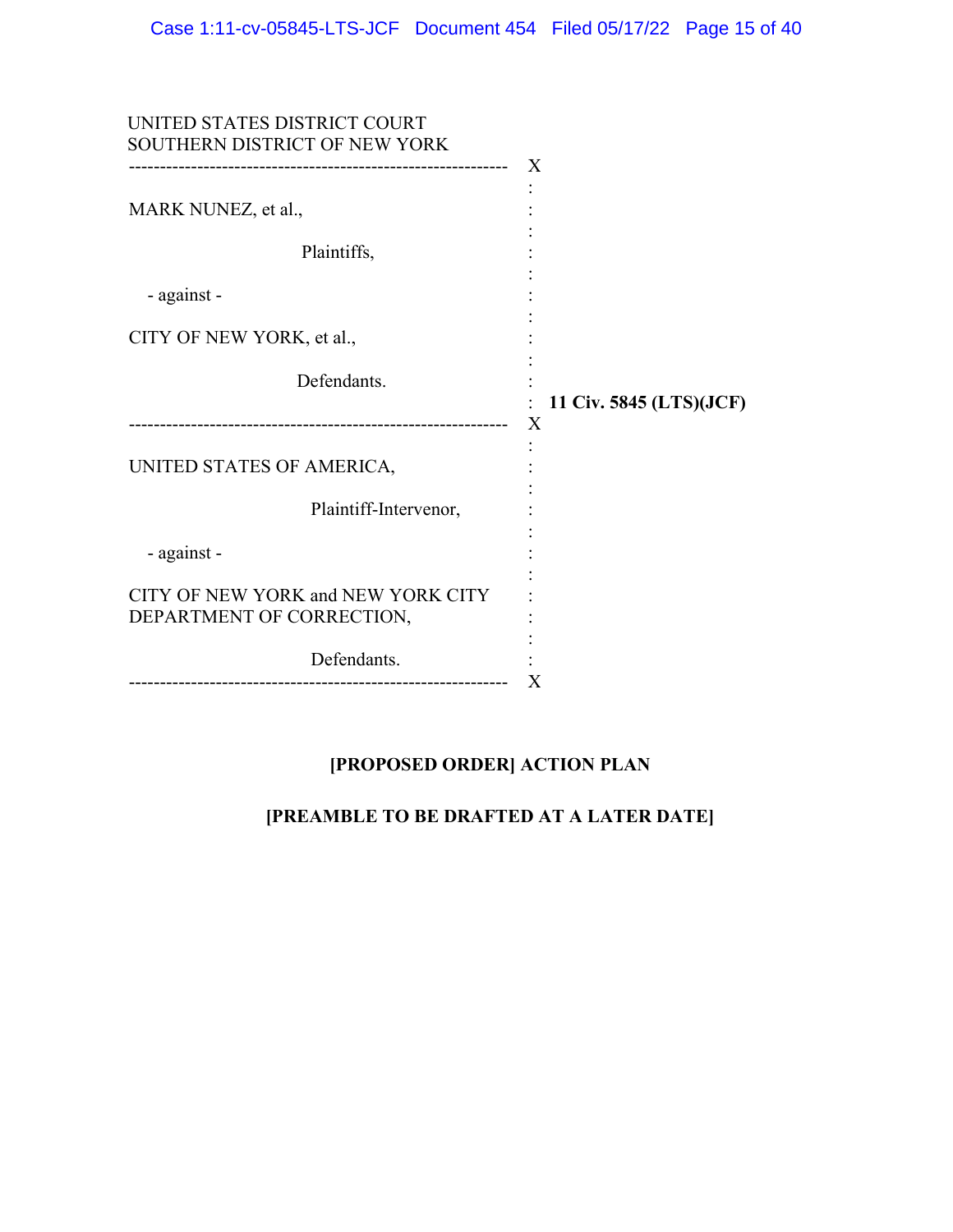UNITED STATES DISTRICT COURT
SOUTHERN DISTRICT OF NEW YORK

---

MARK NUNEZ, et al.,

Plaintiffs,

- against -

CITY OF NEW YORK, et al.,

Defendants.

**11 Civ. 5845 (LTS)(JCF)**

---

UNITED STATES OF AMERICA,

Plaintiff-Intervenor,

- against -

CITY OF NEW YORK and NEW YORK CITY DEPARTMENT OF CORRECTION,

Defendants.

---

**[PROPOSED ORDER] ACTION PLAN**

**[PREAMBLE TO BE DRAFTED AT A LATER DATE]**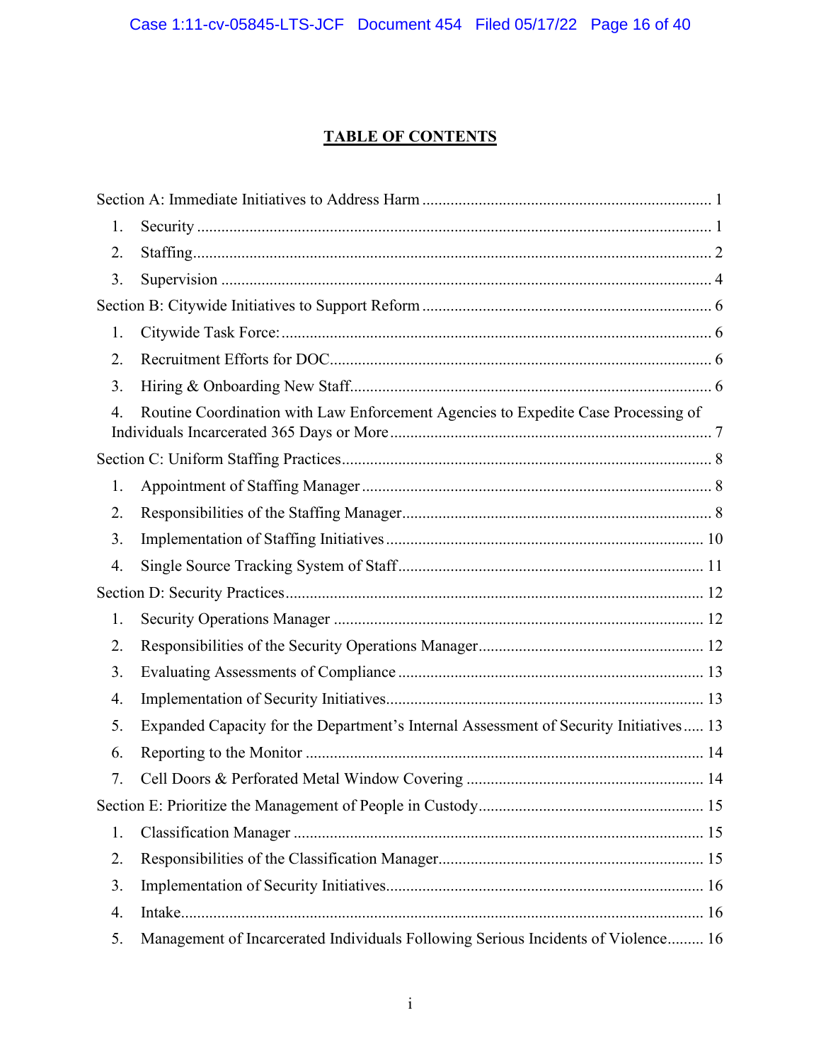# TABLE OF CONTENTS

Section A: Immediate Initiatives to Address Harm ........................................................................ 1

1. Security ............................................................................................................................... 1
2. Staffing................................................................................................................................ 2
3. Supervision ......................................................................................................................... 4

Section B: Citywide Initiatives to Support Reform ........................................................................ 6

1. Citywide Task Force:........................................................................................................... 6
2. Recruitment Efforts for DOC............................................................................................... 6
3. Hiring & Onboarding New Staff.......................................................................................... 6
4. Routine Coordination with Law Enforcement Agencies to Expedite Case Processing of Individuals Incarcerated 365 Days or More ................................................................................ 7

Section C: Uniform Staffing Practices............................................................................................ 8

1. Appointment of Staffing Manager ...................................................................................... 8
2. Responsibilities of the Staffing Manager............................................................................. 8
3. Implementation of Staffing Initiatives .............................................................................. 10
4. Single Source Tracking System of Staff ........................................................................... 11

Section D: Security Practices ........................................................................................................ 12

1. Security Operations Manager ........................................................................................... 12
2. Responsibilities of the Security Operations Manager........................................................ 12
3. Evaluating Assessments of Compliance ........................................................................... 13
4. Implementation of Security Initiatives.............................................................................. 13
5. Expanded Capacity for the Department's Internal Assessment of Security Initiatives ..... 13
6. Reporting to the Monitor .................................................................................................. 14
7. Cell Doors & Perforated Metal Window Covering ........................................................... 14

Section E: Prioritize the Management of People in Custody........................................................ 15

1. Classification Manager ..................................................................................................... 15
2. Responsibilities of the Classification Manager................................................................. 15
3. Implementation of Security Initiatives.............................................................................. 16
4. Intake................................................................................................................................. 16
5. Management of Incarcerated Individuals Following Serious Incidents of Violence......... 16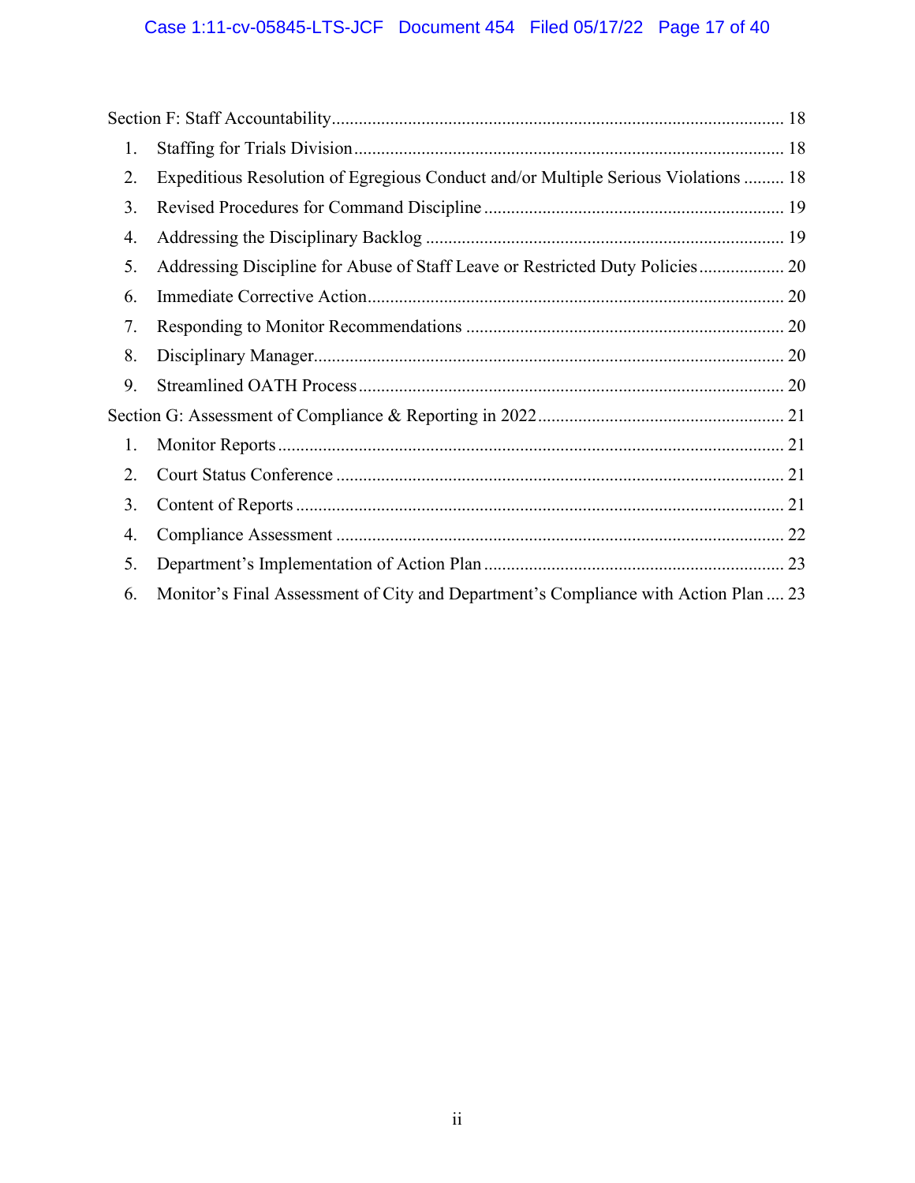Section F: Staff Accountability .................................................................................................. 18

1. Staffing for Trials Division ............................................................................................ 18
2. Expeditious Resolution of Egregious Conduct and/or Multiple Serious Violations ......... 18
3. Revised Procedures for Command Discipline ................................................................. 19
4. Addressing the Disciplinary Backlog ............................................................................. 19
5. Addressing Discipline for Abuse of Staff Leave or Restricted Duty Policies ................... 20
6. Immediate Corrective Action .......................................................................................... 20
7. Responding to Monitor Recommendations ..................................................................... 20
8. Disciplinary Manager ..................................................................................................... 20
9. Streamlined OATH Process ............................................................................................ 20

Section G: Assessment of Compliance & Reporting in 2022 ...................................................... 21

1. Monitor Reports .............................................................................................................. 21
2. Court Status Conference ................................................................................................. 21
3. Content of Reports .......................................................................................................... 21
4. Compliance Assessment .................................................................................................. 22
5. Department's Implementation of Action Plan ................................................................. 23
6. Monitor's Final Assessment of City and Department's Compliance with Action Plan .... 23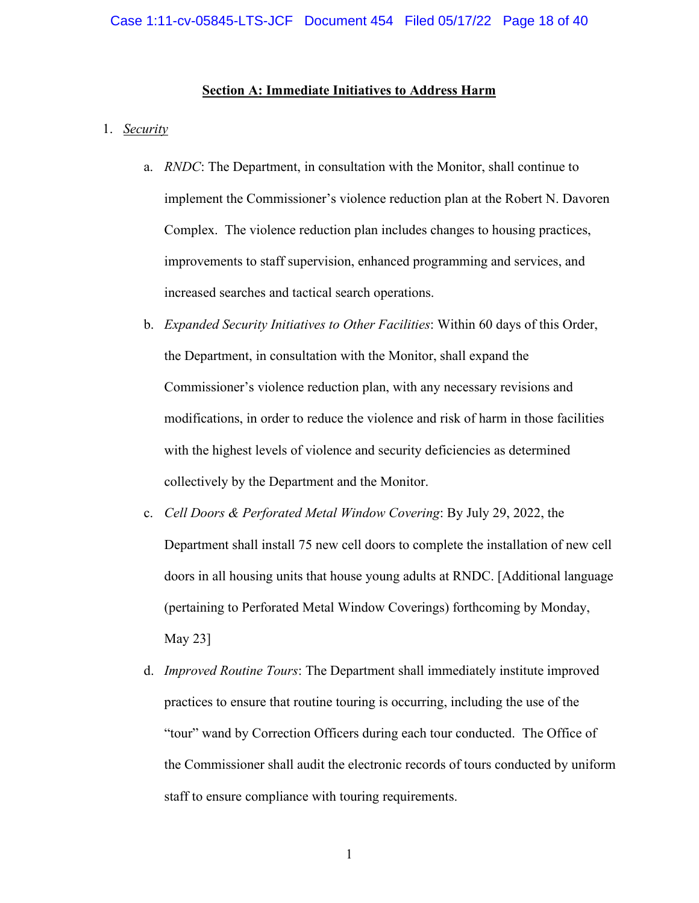**Section A: Immediate Initiatives to Address Harm**

1. *Security*

   a. *RNDC*: The Department, in consultation with the Monitor, shall continue to implement the Commissioner's violence reduction plan at the Robert N. Davoren Complex. The violence reduction plan includes changes to housing practices, improvements to staff supervision, enhanced programming and services, and increased searches and tactical search operations.

   b. *Expanded Security Initiatives to Other Facilities*: Within 60 days of this Order, the Department, in consultation with the Monitor, shall expand the Commissioner's violence reduction plan, with any necessary revisions and modifications, in order to reduce the violence and risk of harm in those facilities with the highest levels of violence and security deficiencies as determined collectively by the Department and the Monitor.

   c. *Cell Doors & Perforated Metal Window Covering*: By July 29, 2022, the Department shall install 75 new cell doors to complete the installation of new cell doors in all housing units that house young adults at RNDC. [Additional language (pertaining to Perforated Metal Window Coverings) forthcoming by Monday, May 23]

   d. *Improved Routine Tours*: The Department shall immediately institute improved practices to ensure that routine touring is occurring, including the use of the "tour" wand by Correction Officers during each tour conducted. The Office of the Commissioner shall audit the electronic records of tours conducted by uniform staff to ensure compliance with touring requirements.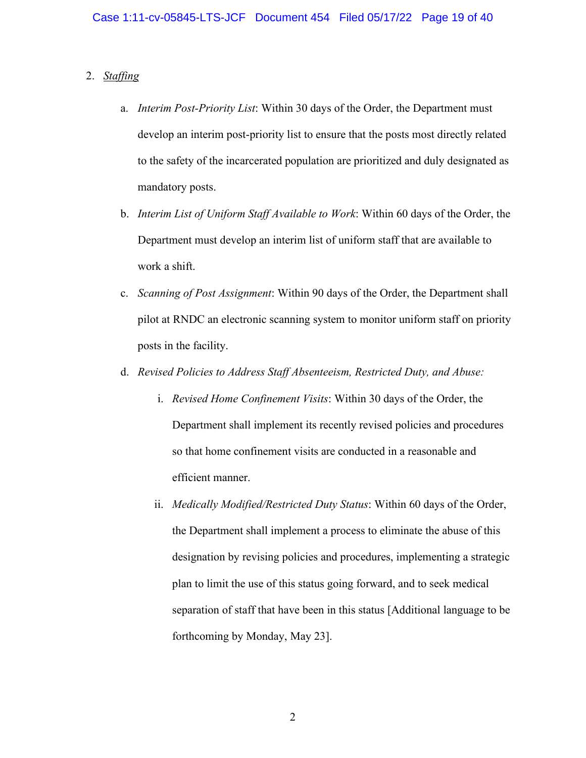2. *Staffing*

   a. *Interim Post-Priority List*: Within 30 days of the Order, the Department must develop an interim post-priority list to ensure that the posts most directly related to the safety of the incarcerated population are prioritized and duly designated as mandatory posts.

   b. *Interim List of Uniform Staff Available to Work*: Within 60 days of the Order, the Department must develop an interim list of uniform staff that are available to work a shift.

   c. *Scanning of Post Assignment*: Within 90 days of the Order, the Department shall pilot at RNDC an electronic scanning system to monitor uniform staff on priority posts in the facility.

   d. *Revised Policies to Address Staff Absenteeism, Restricted Duty, and Abuse:*

      i. *Revised Home Confinement Visits*: Within 30 days of the Order, the Department shall implement its recently revised policies and procedures so that home confinement visits are conducted in a reasonable and efficient manner.

      ii. *Medically Modified/Restricted Duty Status*: Within 60 days of the Order, the Department shall implement a process to eliminate the abuse of this designation by revising policies and procedures, implementing a strategic plan to limit the use of this status going forward, and to seek medical separation of staff that have been in this status [Additional language to be forthcoming by Monday, May 23].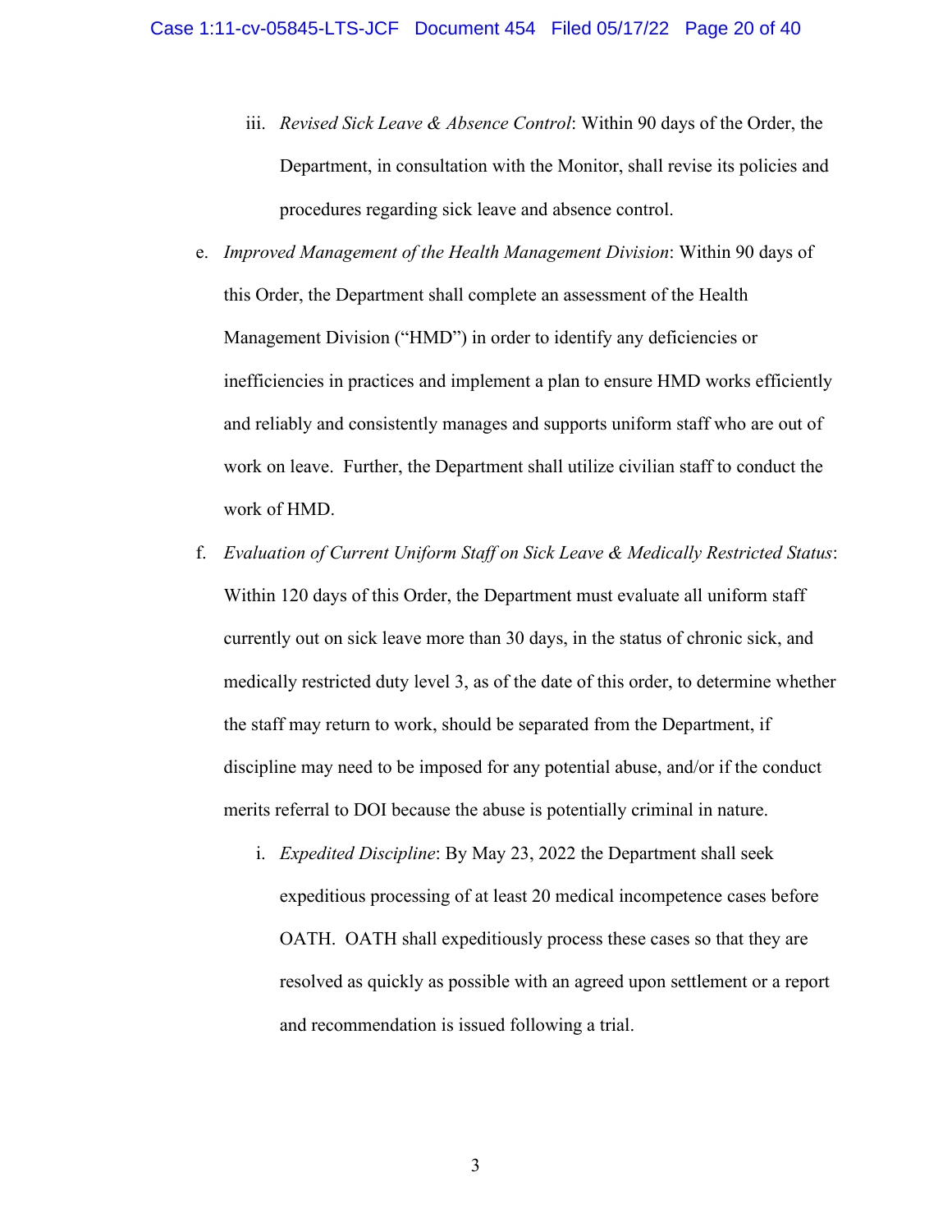iii. *Revised Sick Leave & Absence Control*: Within 90 days of the Order, the Department, in consultation with the Monitor, shall revise its policies and procedures regarding sick leave and absence control.

e. *Improved Management of the Health Management Division*: Within 90 days of this Order, the Department shall complete an assessment of the Health Management Division ("HMD") in order to identify any deficiencies or inefficiencies in practices and implement a plan to ensure HMD works efficiently and reliably and consistently manages and supports uniform staff who are out of work on leave. Further, the Department shall utilize civilian staff to conduct the work of HMD.

f. *Evaluation of Current Uniform Staff on Sick Leave & Medically Restricted Status*: Within 120 days of this Order, the Department must evaluate all uniform staff currently out on sick leave more than 30 days, in the status of chronic sick, and medically restricted duty level 3, as of the date of this order, to determine whether the staff may return to work, should be separated from the Department, if discipline may need to be imposed for any potential abuse, and/or if the conduct merits referral to DOI because the abuse is potentially criminal in nature.

i. *Expedited Discipline*: By May 23, 2022 the Department shall seek expeditious processing of at least 20 medical incompetence cases before OATH. OATH shall expeditiously process these cases so that they are resolved as quickly as possible with an agreed upon settlement or a report and recommendation is issued following a trial.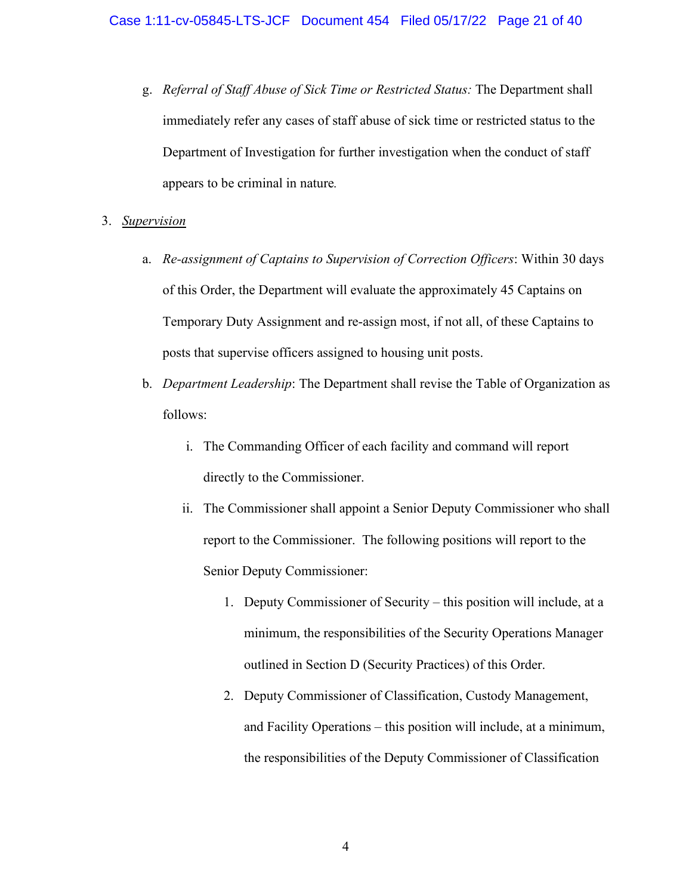g. *Referral of Staff Abuse of Sick Time or Restricted Status:* The Department shall immediately refer any cases of staff abuse of sick time or restricted status to the Department of Investigation for further investigation when the conduct of staff appears to be criminal in nature.

3. <u>*Supervision*</u>

   a. *Re-assignment of Captains to Supervision of Correction Officers*: Within 30 days of this Order, the Department will evaluate the approximately 45 Captains on Temporary Duty Assignment and re-assign most, if not all, of these Captains to posts that supervise officers assigned to housing unit posts.

   b. *Department Leadership*: The Department shall revise the Table of Organization as follows:

      i. The Commanding Officer of each facility and command will report directly to the Commissioner.

      ii. The Commissioner shall appoint a Senior Deputy Commissioner who shall report to the Commissioner. The following positions will report to the Senior Deputy Commissioner:

         1. Deputy Commissioner of Security – this position will include, at a minimum, the responsibilities of the Security Operations Manager outlined in Section D (Security Practices) of this Order.

         2. Deputy Commissioner of Classification, Custody Management, and Facility Operations – this position will include, at a minimum, the responsibilities of the Deputy Commissioner of Classification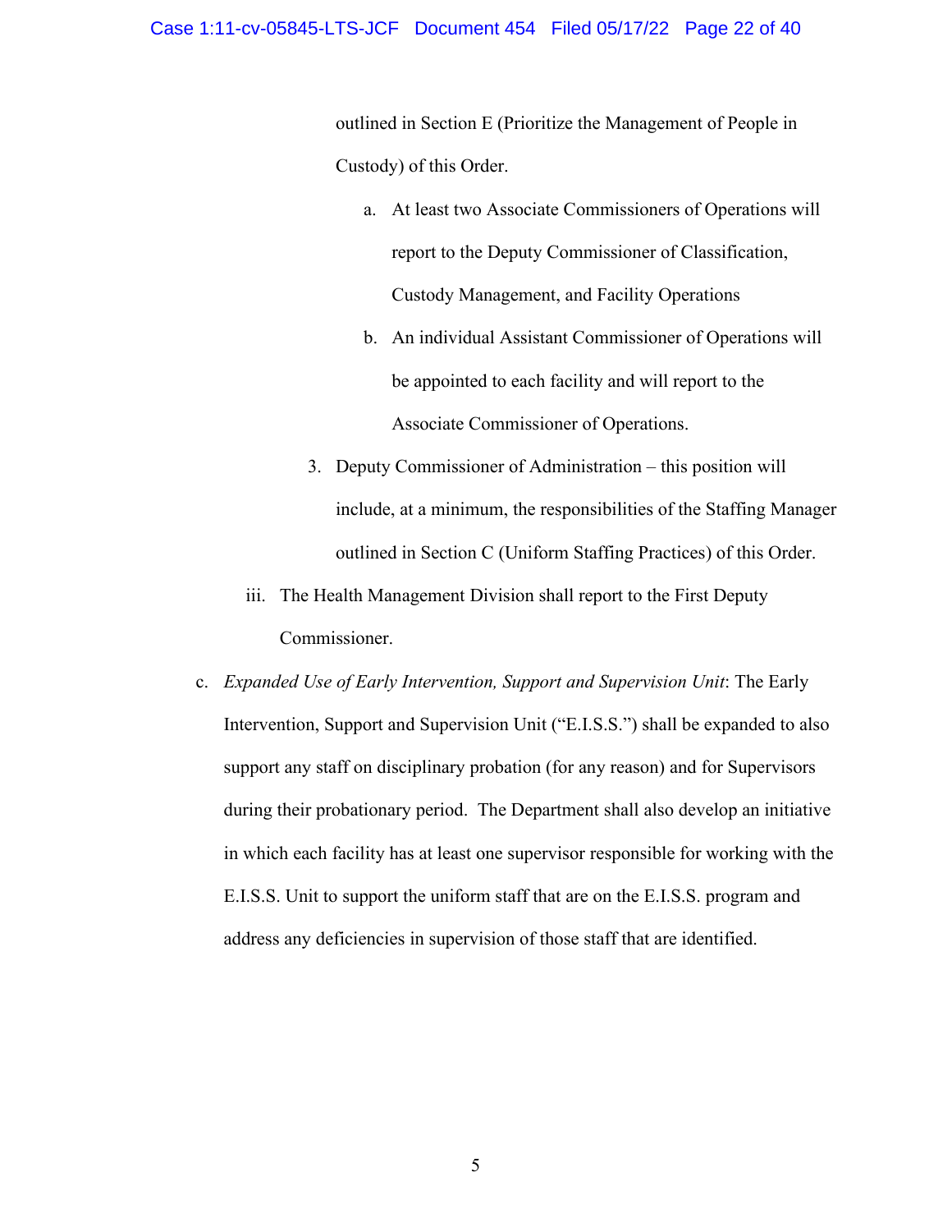outlined in Section E (Prioritize the Management of People in Custody) of this Order.

   a. At least two Associate Commissioners of Operations will report to the Deputy Commissioner of Classification, Custody Management, and Facility Operations

   b. An individual Assistant Commissioner of Operations will be appointed to each facility and will report to the Associate Commissioner of Operations.

3. Deputy Commissioner of Administration – this position will include, at a minimum, the responsibilities of the Staffing Manager outlined in Section C (Uniform Staffing Practices) of this Order.

iii. The Health Management Division shall report to the First Deputy Commissioner.

c. *Expanded Use of Early Intervention, Support and Supervision Unit*: The Early Intervention, Support and Supervision Unit ("E.I.S.S.") shall be expanded to also support any staff on disciplinary probation (for any reason) and for Supervisors during their probationary period. The Department shall also develop an initiative in which each facility has at least one supervisor responsible for working with the E.I.S.S. Unit to support the uniform staff that are on the E.I.S.S. program and address any deficiencies in supervision of those staff that are identified.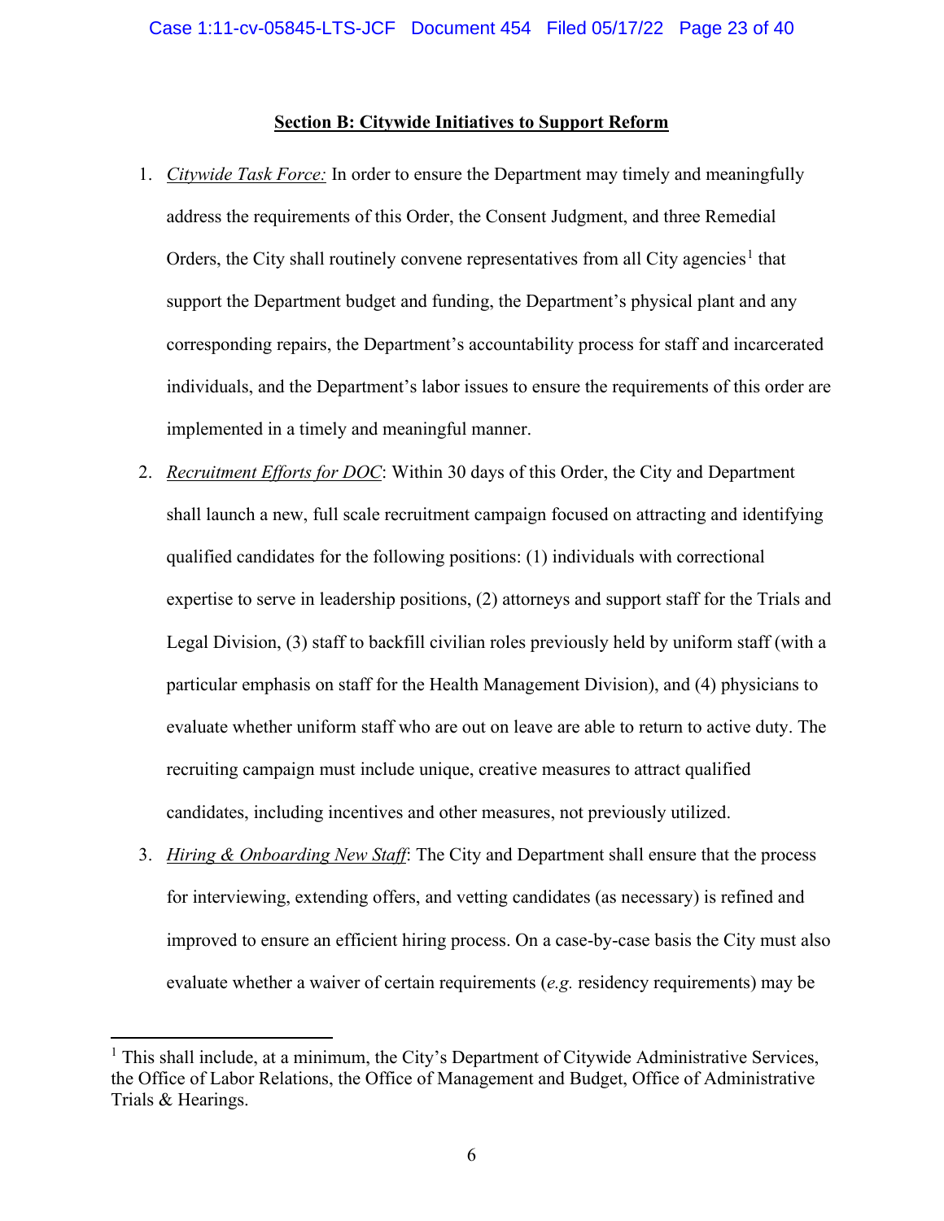## Section B: Citywide Initiatives to Support Reform

1. *Citywide Task Force:* In order to ensure the Department may timely and meaningfully address the requirements of this Order, the Consent Judgment, and three Remedial Orders, the City shall routinely convene representatives from all City agencies[1] that support the Department budget and funding, the Department's physical plant and any corresponding repairs, the Department's accountability process for staff and incarcerated individuals, and the Department's labor issues to ensure the requirements of this order are implemented in a timely and meaningful manner.

2. *Recruitment Efforts for DOC*: Within 30 days of this Order, the City and Department shall launch a new, full scale recruitment campaign focused on attracting and identifying qualified candidates for the following positions: (1) individuals with correctional expertise to serve in leadership positions, (2) attorneys and support staff for the Trials and Legal Division, (3) staff to backfill civilian roles previously held by uniform staff (with a particular emphasis on staff for the Health Management Division), and (4) physicians to evaluate whether uniform staff who are out on leave are able to return to active duty. The recruiting campaign must include unique, creative measures to attract qualified candidates, including incentives and other measures, not previously utilized.

3. *Hiring & Onboarding New Staff*: The City and Department shall ensure that the process for interviewing, extending offers, and vetting candidates (as necessary) is refined and improved to ensure an efficient hiring process. On a case-by-case basis the City must also evaluate whether a waiver of certain requirements (*e.g.* residency requirements) may be

---

[1] This shall include, at a minimum, the City's Department of Citywide Administrative Services, the Office of Labor Relations, the Office of Management and Budget, Office of Administrative Trials & Hearings.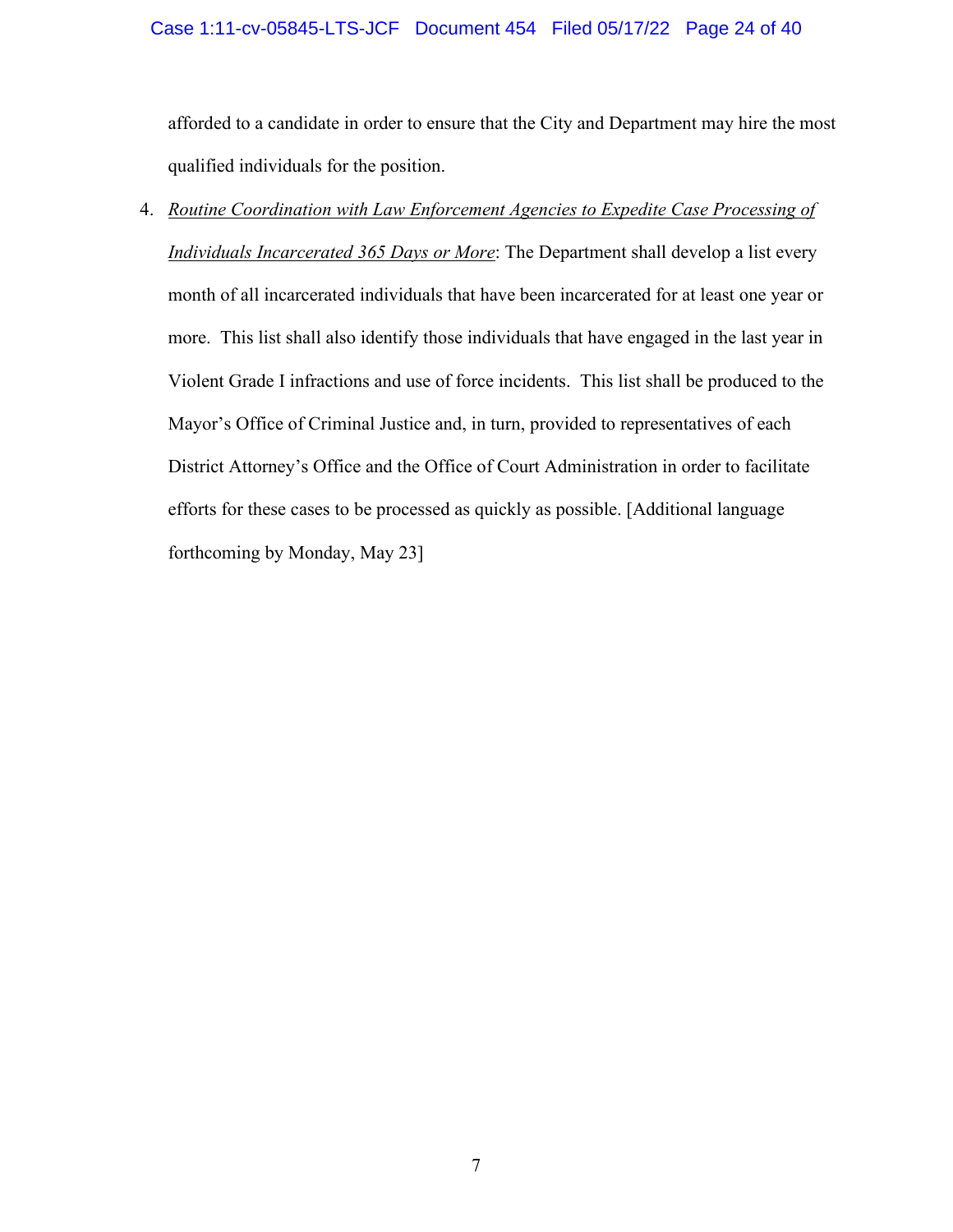afforded to a candidate in order to ensure that the City and Department may hire the most qualified individuals for the position.

4. *Routine Coordination with Law Enforcement Agencies to Expedite Case Processing of Individuals Incarcerated 365 Days or More*: The Department shall develop a list every month of all incarcerated individuals that have been incarcerated for at least one year or more. This list shall also identify those individuals that have engaged in the last year in Violent Grade I infractions and use of force incidents. This list shall be produced to the Mayor's Office of Criminal Justice and, in turn, provided to representatives of each District Attorney's Office and the Office of Court Administration in order to facilitate efforts for these cases to be processed as quickly as possible. [Additional language forthcoming by Monday, May 23]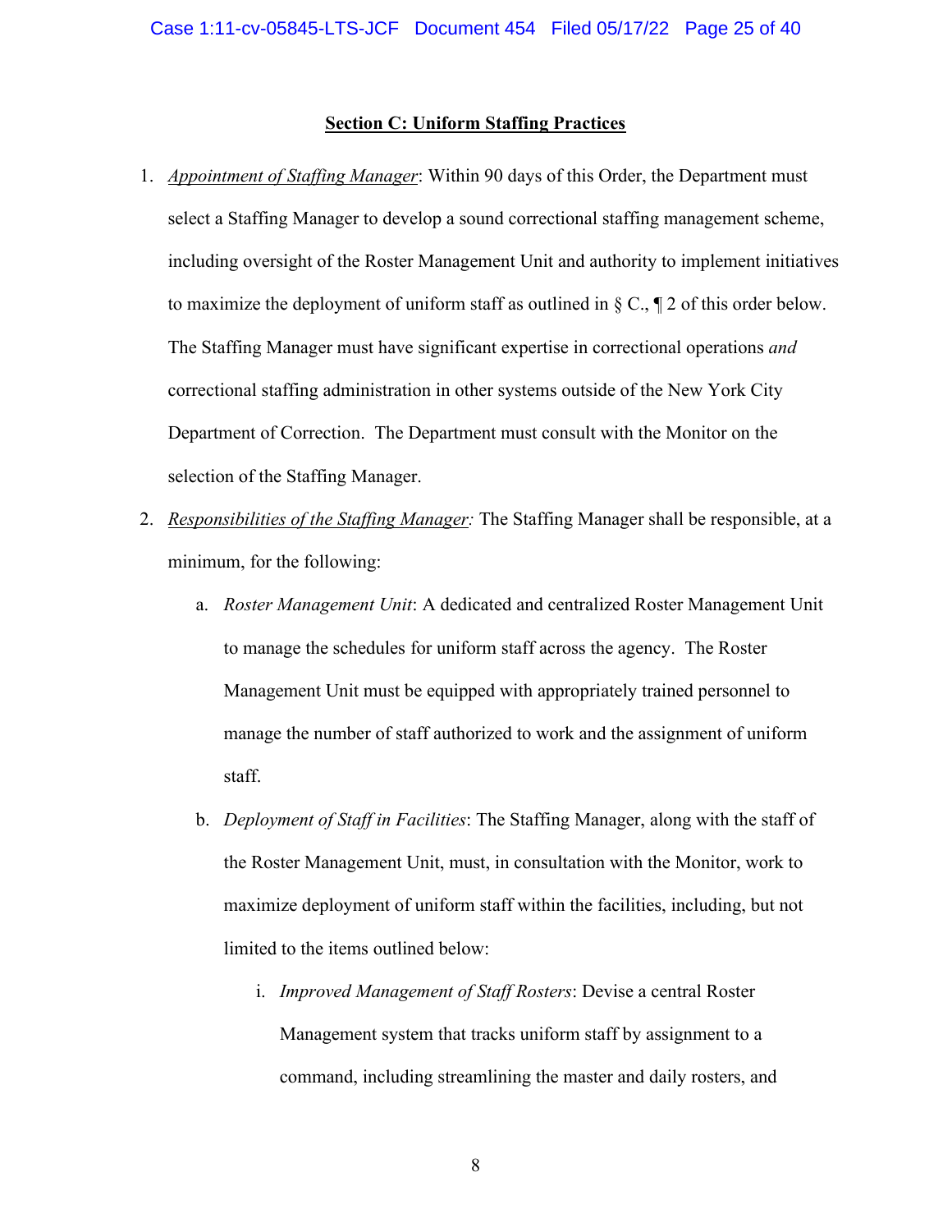**Section C: Uniform Staffing Practices**

1. *Appointment of Staffing Manager*: Within 90 days of this Order, the Department must select a Staffing Manager to develop a sound correctional staffing management scheme, including oversight of the Roster Management Unit and authority to implement initiatives to maximize the deployment of uniform staff as outlined in § C., ¶ 2 of this order below. The Staffing Manager must have significant expertise in correctional operations *and* correctional staffing administration in other systems outside of the New York City Department of Correction. The Department must consult with the Monitor on the selection of the Staffing Manager.

2. *Responsibilities of the Staffing Manager:* The Staffing Manager shall be responsible, at a minimum, for the following:

   a. *Roster Management Unit*: A dedicated and centralized Roster Management Unit to manage the schedules for uniform staff across the agency. The Roster Management Unit must be equipped with appropriately trained personnel to manage the number of staff authorized to work and the assignment of uniform staff.

   b. *Deployment of Staff in Facilities*: The Staffing Manager, along with the staff of the Roster Management Unit, must, in consultation with the Monitor, work to maximize deployment of uniform staff within the facilities, including, but not limited to the items outlined below:

      i. *Improved Management of Staff Rosters*: Devise a central Roster Management system that tracks uniform staff by assignment to a command, including streamlining the master and daily rosters, and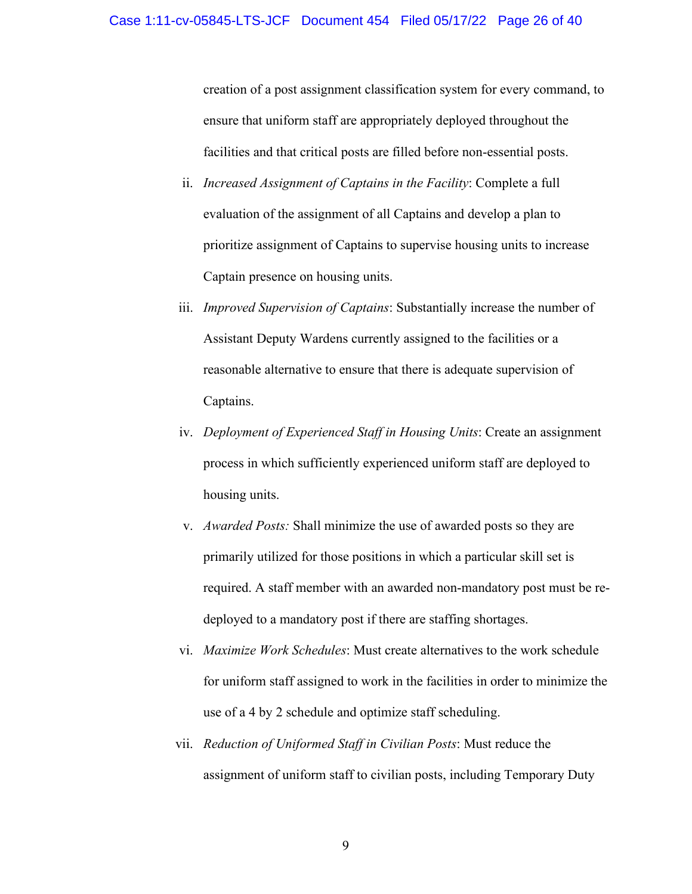creation of a post assignment classification system for every command, to ensure that uniform staff are appropriately deployed throughout the facilities and that critical posts are filled before non-essential posts.

ii. *Increased Assignment of Captains in the Facility*: Complete a full evaluation of the assignment of all Captains and develop a plan to prioritize assignment of Captains to supervise housing units to increase Captain presence on housing units.

iii. *Improved Supervision of Captains*: Substantially increase the number of Assistant Deputy Wardens currently assigned to the facilities or a reasonable alternative to ensure that there is adequate supervision of Captains.

iv. *Deployment of Experienced Staff in Housing Units*: Create an assignment process in which sufficiently experienced uniform staff are deployed to housing units.

v. *Awarded Posts:* Shall minimize the use of awarded posts so they are primarily utilized for those positions in which a particular skill set is required. A staff member with an awarded non-mandatory post must be re-deployed to a mandatory post if there are staffing shortages.

vi. *Maximize Work Schedules*: Must create alternatives to the work schedule for uniform staff assigned to work in the facilities in order to minimize the use of a 4 by 2 schedule and optimize staff scheduling.

vii. *Reduction of Uniformed Staff in Civilian Posts*: Must reduce the assignment of uniform staff to civilian posts, including Temporary Duty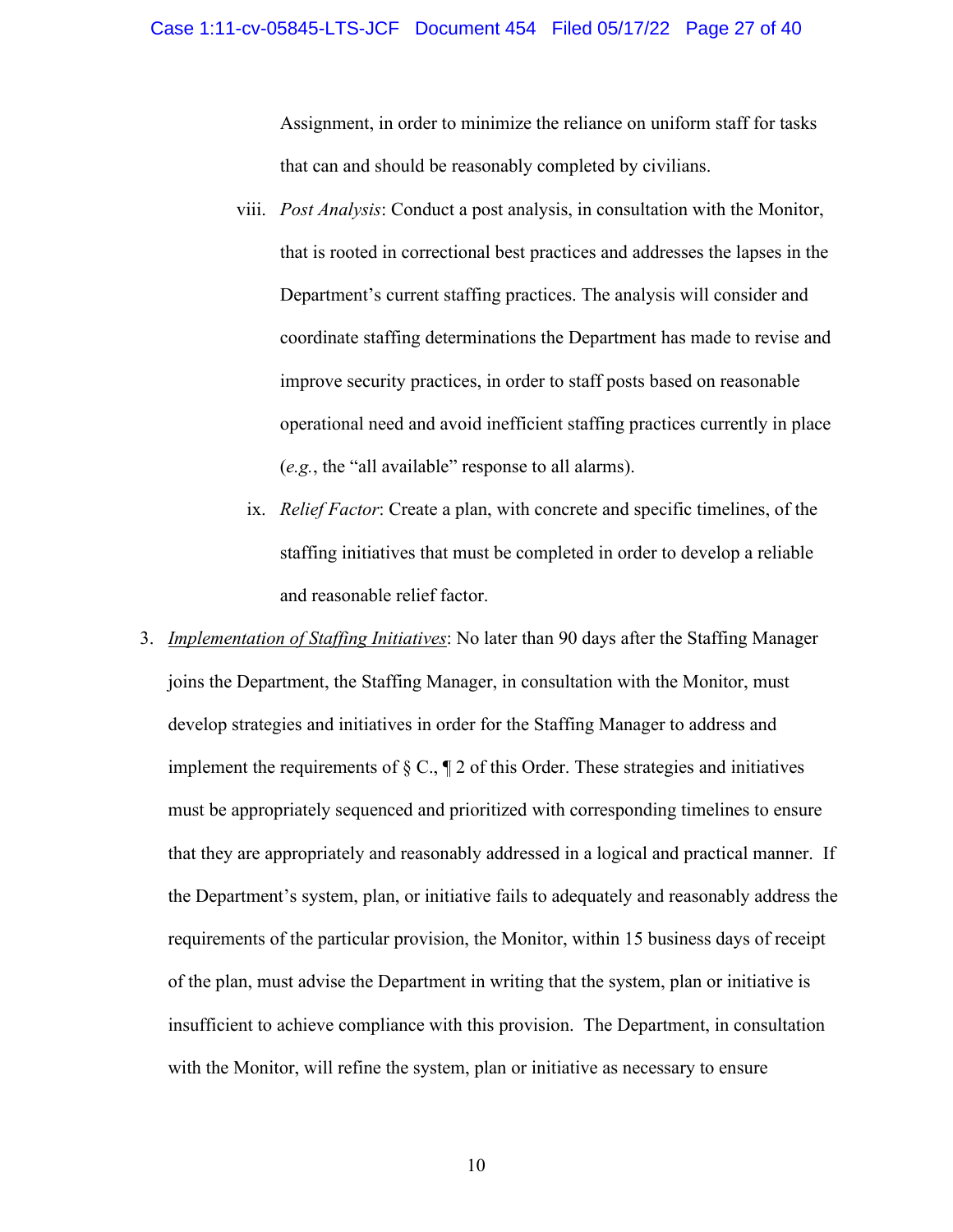Assignment, in order to minimize the reliance on uniform staff for tasks that can and should be reasonably completed by civilians.

viii. *Post Analysis*: Conduct a post analysis, in consultation with the Monitor, that is rooted in correctional best practices and addresses the lapses in the Department's current staffing practices. The analysis will consider and coordinate staffing determinations the Department has made to revise and improve security practices, in order to staff posts based on reasonable operational need and avoid inefficient staffing practices currently in place (*e.g.*, the "all available" response to all alarms).

ix. *Relief Factor*: Create a plan, with concrete and specific timelines, of the staffing initiatives that must be completed in order to develop a reliable and reasonable relief factor.

3. ***Implementation of Staffing Initiatives***: No later than 90 days after the Staffing Manager joins the Department, the Staffing Manager, in consultation with the Monitor, must develop strategies and initiatives in order for the Staffing Manager to address and implement the requirements of § C., ¶ 2 of this Order. These strategies and initiatives must be appropriately sequenced and prioritized with corresponding timelines to ensure that they are appropriately and reasonably addressed in a logical and practical manner. If the Department's system, plan, or initiative fails to adequately and reasonably address the requirements of the particular provision, the Monitor, within 15 business days of receipt of the plan, must advise the Department in writing that the system, plan or initiative is insufficient to achieve compliance with this provision. The Department, in consultation with the Monitor, will refine the system, plan or initiative as necessary to ensure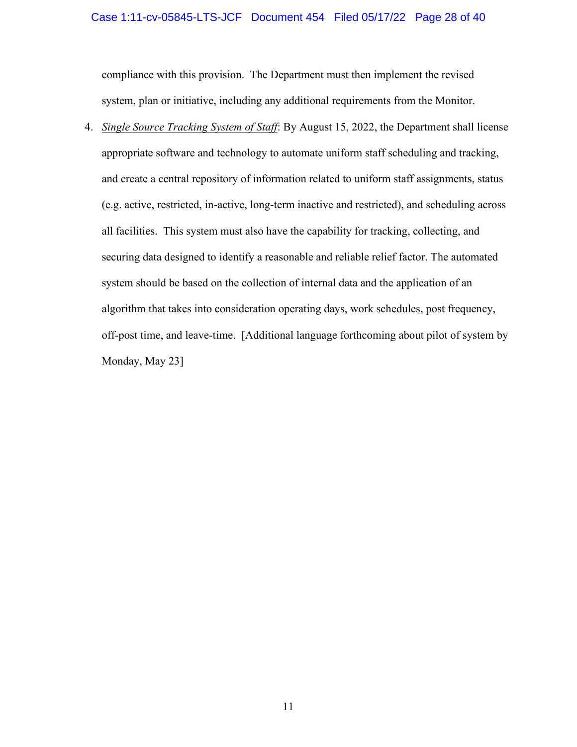compliance with this provision. The Department must then implement the revised system, plan or initiative, including any additional requirements from the Monitor.

4. *Single Source Tracking System of Staff*: By August 15, 2022, the Department shall license appropriate software and technology to automate uniform staff scheduling and tracking, and create a central repository of information related to uniform staff assignments, status (e.g. active, restricted, in-active, long-term inactive and restricted), and scheduling across all facilities. This system must also have the capability for tracking, collecting, and securing data designed to identify a reasonable and reliable relief factor. The automated system should be based on the collection of internal data and the application of an algorithm that takes into consideration operating days, work schedules, post frequency, off-post time, and leave-time. [Additional language forthcoming about pilot of system by Monday, May 23]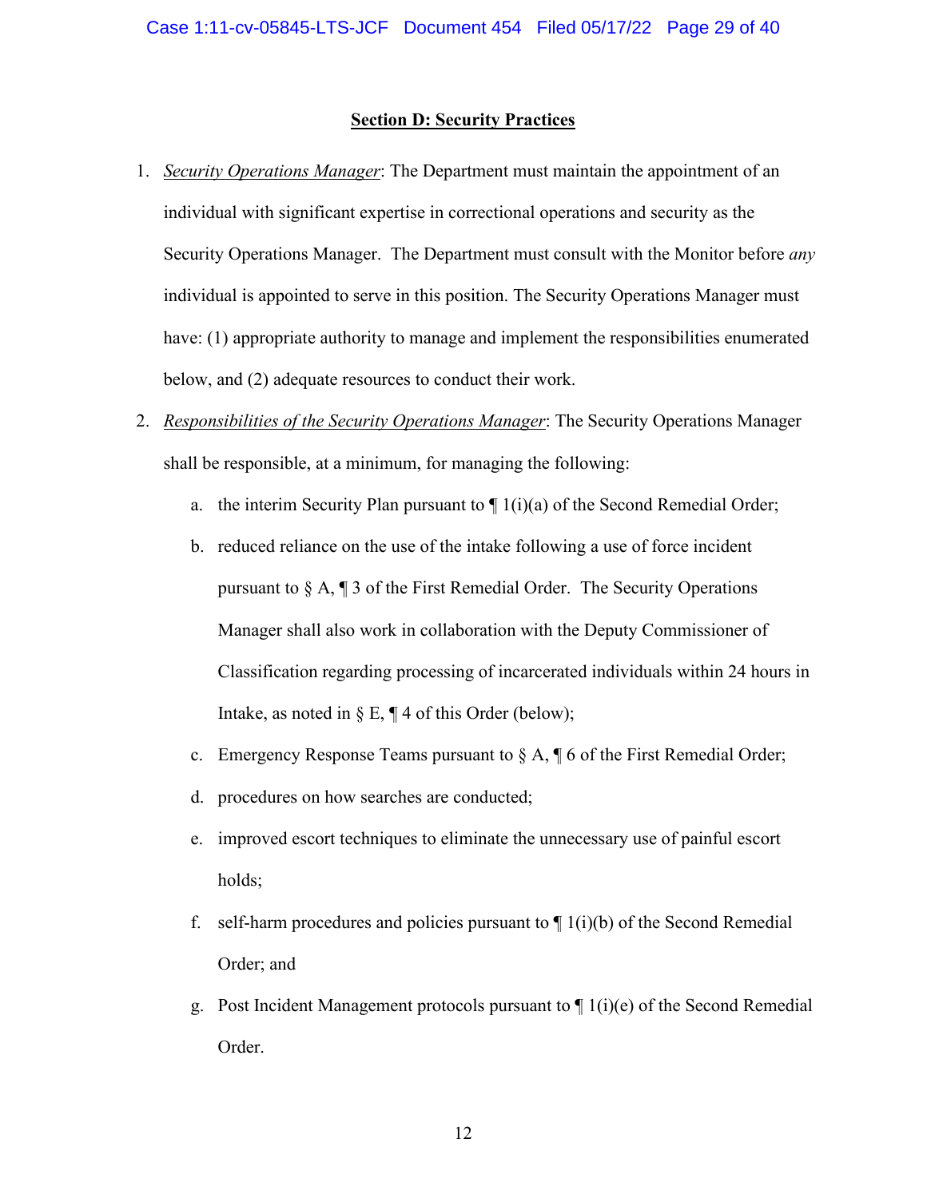## **Section D: Security Practices**

1. *Security Operations Manager*: The Department must maintain the appointment of an individual with significant expertise in correctional operations and security as the Security Operations Manager. The Department must consult with the Monitor before *any* individual is appointed to serve in this position. The Security Operations Manager must have: (1) appropriate authority to manage and implement the responsibilities enumerated below, and (2) adequate resources to conduct their work.

2. *Responsibilities of the Security Operations Manager*: The Security Operations Manager shall be responsible, at a minimum, for managing the following:

   a. the interim Security Plan pursuant to ¶ 1(i)(a) of the Second Remedial Order;

   b. reduced reliance on the use of the intake following a use of force incident pursuant to § A, ¶ 3 of the First Remedial Order. The Security Operations Manager shall also work in collaboration with the Deputy Commissioner of Classification regarding processing of incarcerated individuals within 24 hours in Intake, as noted in § E, ¶ 4 of this Order (below);

   c. Emergency Response Teams pursuant to § A, ¶ 6 of the First Remedial Order;

   d. procedures on how searches are conducted;

   e. improved escort techniques to eliminate the unnecessary use of painful escort holds;

   f. self-harm procedures and policies pursuant to ¶ 1(i)(b) of the Second Remedial Order; and

   g. Post Incident Management protocols pursuant to ¶ 1(i)(e) of the Second Remedial Order.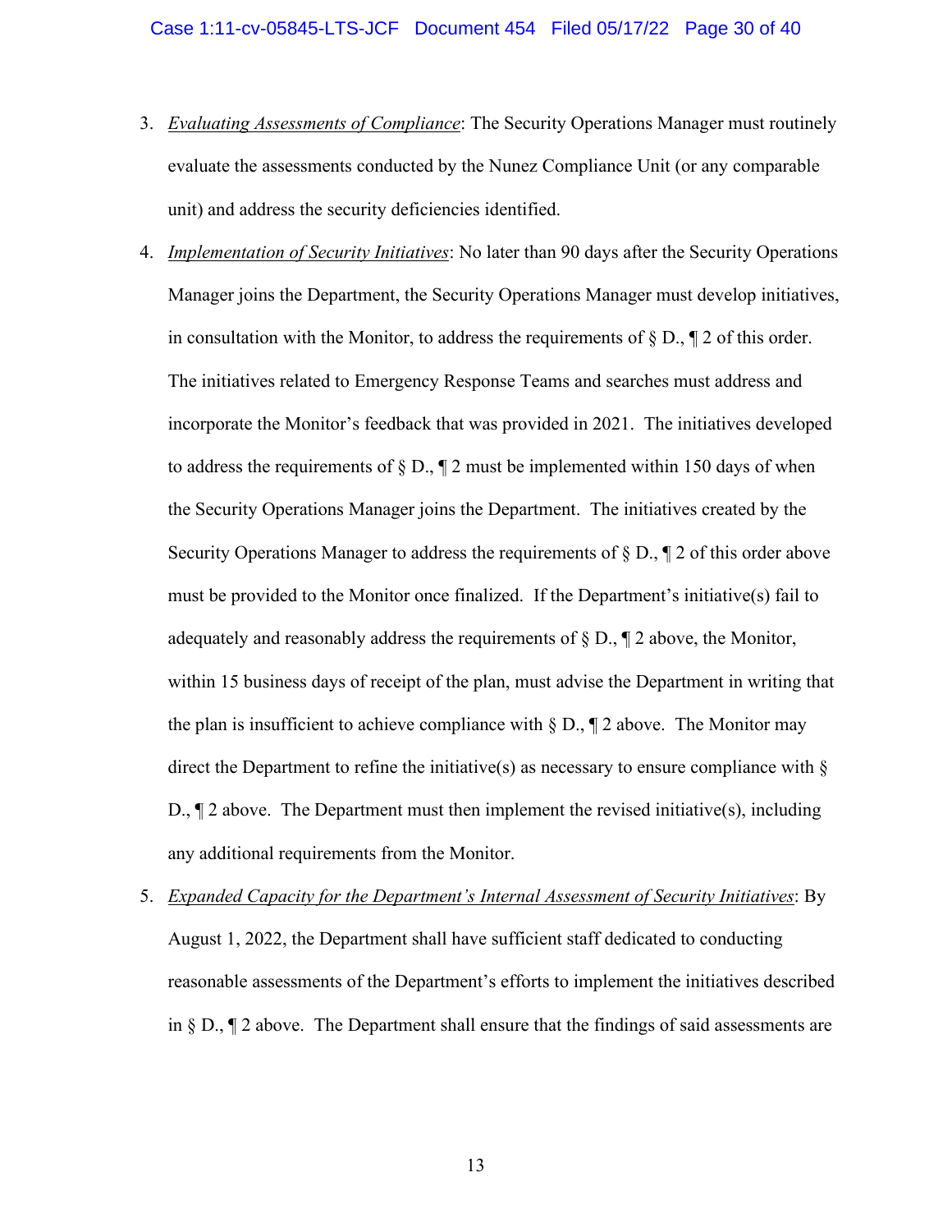3. *Evaluating Assessments of Compliance*: The Security Operations Manager must routinely evaluate the assessments conducted by the Nunez Compliance Unit (or any comparable unit) and address the security deficiencies identified.

4. *Implementation of Security Initiatives*: No later than 90 days after the Security Operations Manager joins the Department, the Security Operations Manager must develop initiatives, in consultation with the Monitor, to address the requirements of § D., ¶ 2 of this order. The initiatives related to Emergency Response Teams and searches must address and incorporate the Monitor's feedback that was provided in 2021. The initiatives developed to address the requirements of § D., ¶ 2 must be implemented within 150 days of when the Security Operations Manager joins the Department. The initiatives created by the Security Operations Manager to address the requirements of § D., ¶ 2 of this order above must be provided to the Monitor once finalized. If the Department's initiative(s) fail to adequately and reasonably address the requirements of § D., ¶ 2 above, the Monitor, within 15 business days of receipt of the plan, must advise the Department in writing that the plan is insufficient to achieve compliance with § D., ¶ 2 above. The Monitor may direct the Department to refine the initiative(s) as necessary to ensure compliance with § D., ¶ 2 above. The Department must then implement the revised initiative(s), including any additional requirements from the Monitor.

5. *Expanded Capacity for the Department's Internal Assessment of Security Initiatives*: By August 1, 2022, the Department shall have sufficient staff dedicated to conducting reasonable assessments of the Department's efforts to implement the initiatives described in § D., ¶ 2 above. The Department shall ensure that the findings of said assessments are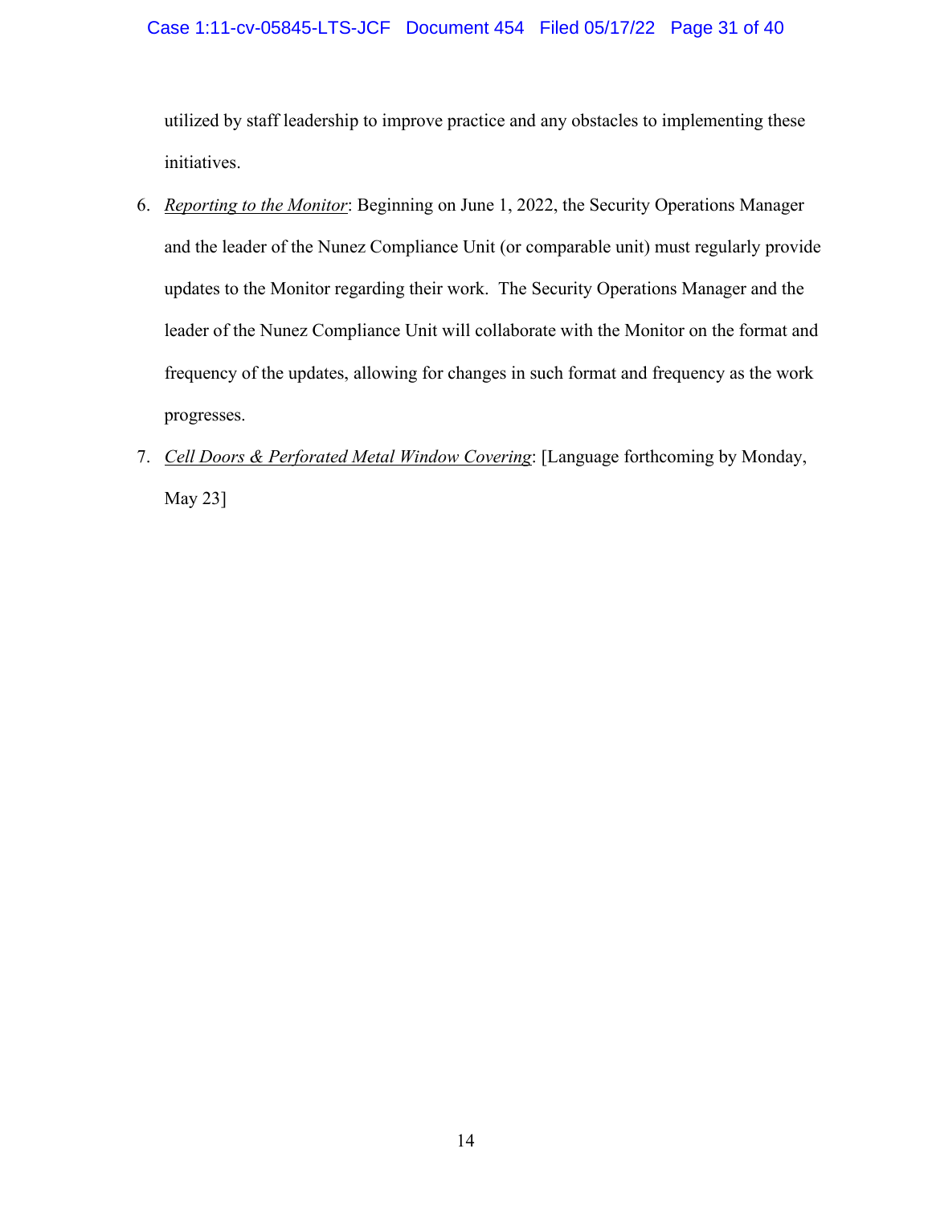utilized by staff leadership to improve practice and any obstacles to implementing these initiatives.

6. *Reporting to the Monitor*: Beginning on June 1, 2022, the Security Operations Manager and the leader of the Nunez Compliance Unit (or comparable unit) must regularly provide updates to the Monitor regarding their work. The Security Operations Manager and the leader of the Nunez Compliance Unit will collaborate with the Monitor on the format and frequency of the updates, allowing for changes in such format and frequency as the work progresses.

7. *Cell Doors & Perforated Metal Window Covering*: [Language forthcoming by Monday, May 23]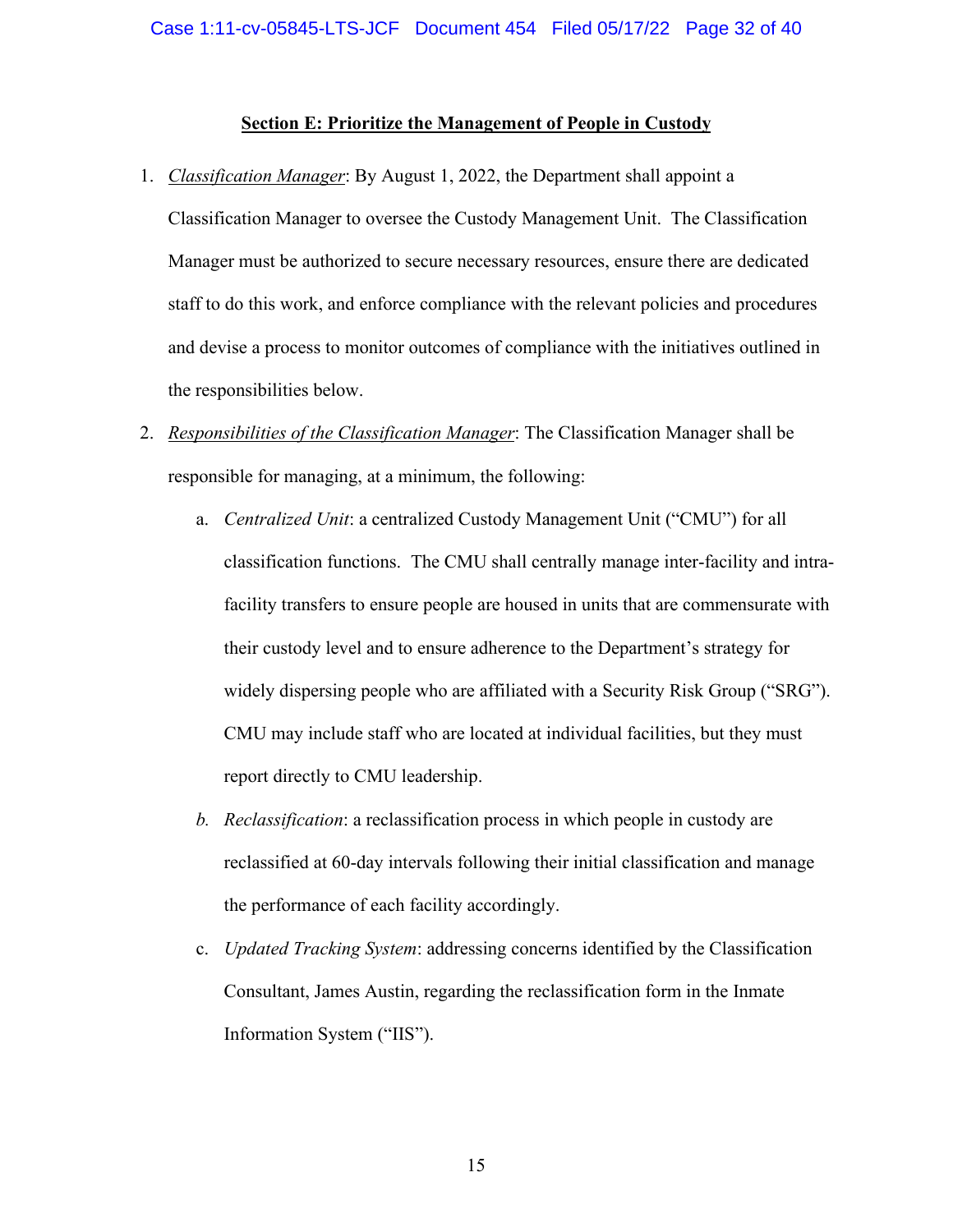**Section E: Prioritize the Management of People in Custody**

1. *Classification Manager*: By August 1, 2022, the Department shall appoint a Classification Manager to oversee the Custody Management Unit. The Classification Manager must be authorized to secure necessary resources, ensure there are dedicated staff to do this work, and enforce compliance with the relevant policies and procedures and devise a process to monitor outcomes of compliance with the initiatives outlined in the responsibilities below.

2. *Responsibilities of the Classification Manager*: The Classification Manager shall be responsible for managing, at a minimum, the following:

   a. *Centralized Unit*: a centralized Custody Management Unit ("CMU") for all classification functions. The CMU shall centrally manage inter-facility and intra-facility transfers to ensure people are housed in units that are commensurate with their custody level and to ensure adherence to the Department's strategy for widely dispersing people who are affiliated with a Security Risk Group ("SRG"). CMU may include staff who are located at individual facilities, but they must report directly to CMU leadership.

   b. *Reclassification*: a reclassification process in which people in custody are reclassified at 60-day intervals following their initial classification and manage the performance of each facility accordingly.

   c. *Updated Tracking System*: addressing concerns identified by the Classification Consultant, James Austin, regarding the reclassification form in the Inmate Information System ("IIS").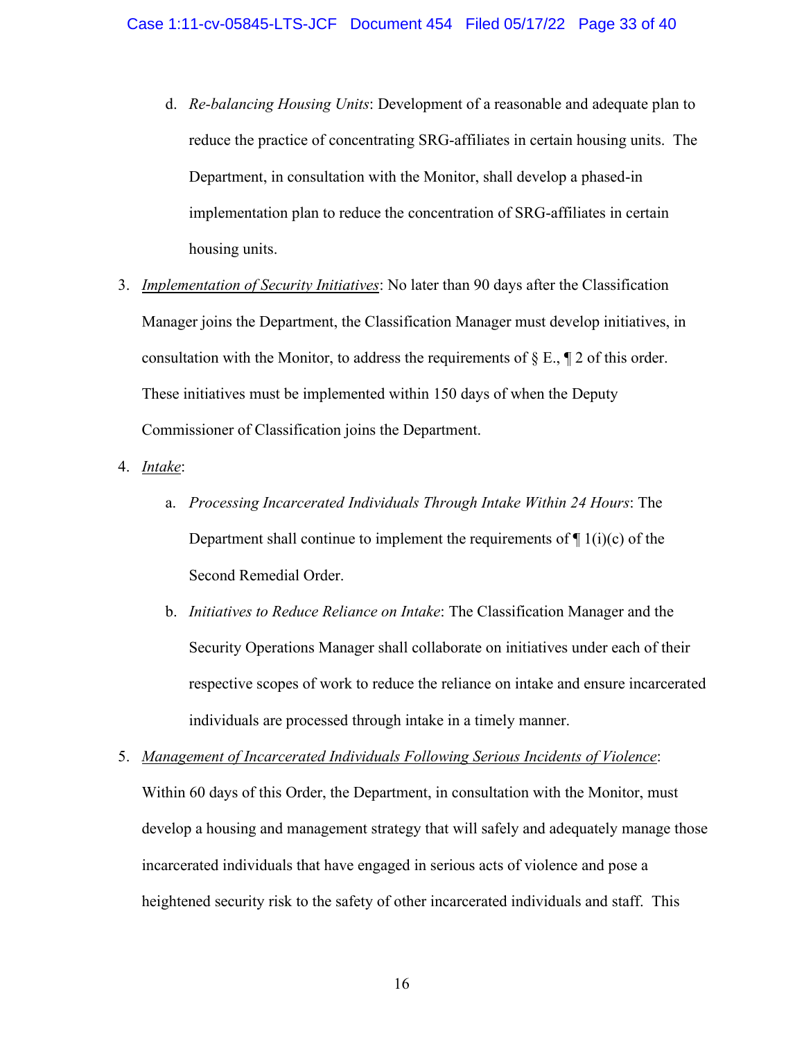d. *Re-balancing Housing Units*: Development of a reasonable and adequate plan to reduce the practice of concentrating SRG-affiliates in certain housing units. The Department, in consultation with the Monitor, shall develop a phased-in implementation plan to reduce the concentration of SRG-affiliates in certain housing units.

3. *Implementation of Security Initiatives*: No later than 90 days after the Classification Manager joins the Department, the Classification Manager must develop initiatives, in consultation with the Monitor, to address the requirements of § E., ¶ 2 of this order. These initiatives must be implemented within 150 days of when the Deputy Commissioner of Classification joins the Department.

4. *Intake*:

   a. *Processing Incarcerated Individuals Through Intake Within 24 Hours*: The Department shall continue to implement the requirements of ¶ 1(i)(c) of the Second Remedial Order.

   b. *Initiatives to Reduce Reliance on Intake*: The Classification Manager and the Security Operations Manager shall collaborate on initiatives under each of their respective scopes of work to reduce the reliance on intake and ensure incarcerated individuals are processed through intake in a timely manner.

5. *Management of Incarcerated Individuals Following Serious Incidents of Violence*: Within 60 days of this Order, the Department, in consultation with the Monitor, must develop a housing and management strategy that will safely and adequately manage those incarcerated individuals that have engaged in serious acts of violence and pose a heightened security risk to the safety of other incarcerated individuals and staff. This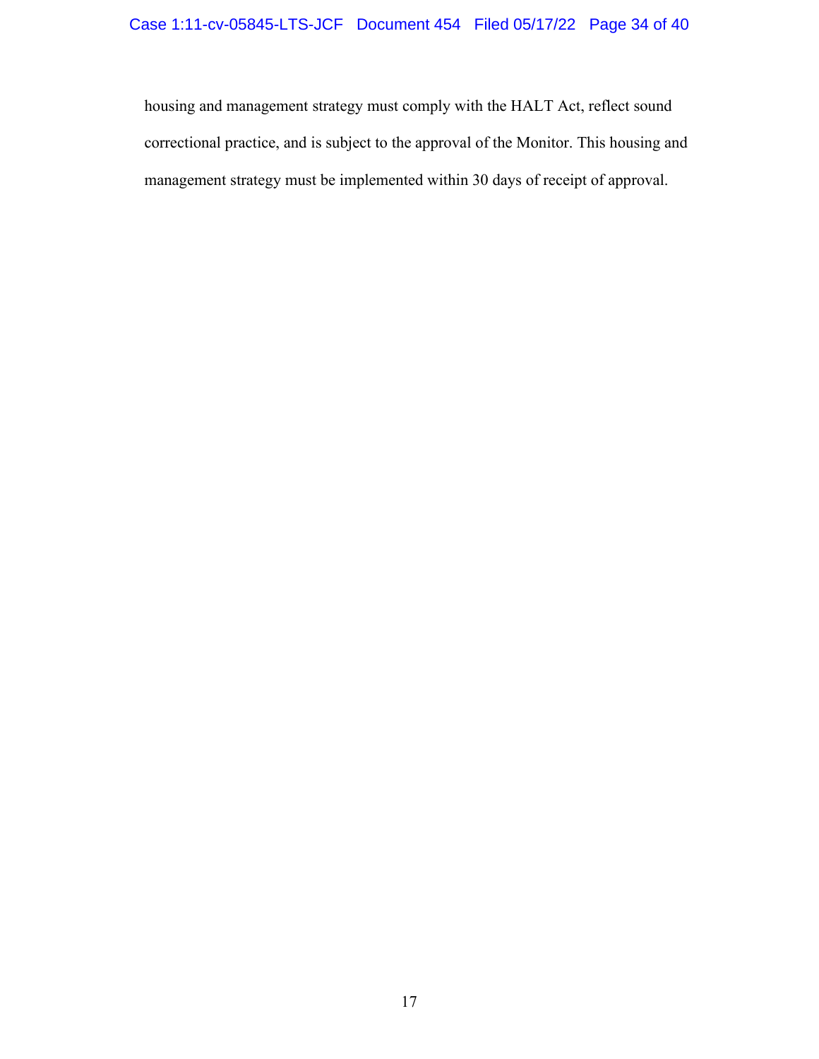housing and management strategy must comply with the HALT Act, reflect sound correctional practice, and is subject to the approval of the Monitor. This housing and management strategy must be implemented within 30 days of receipt of approval.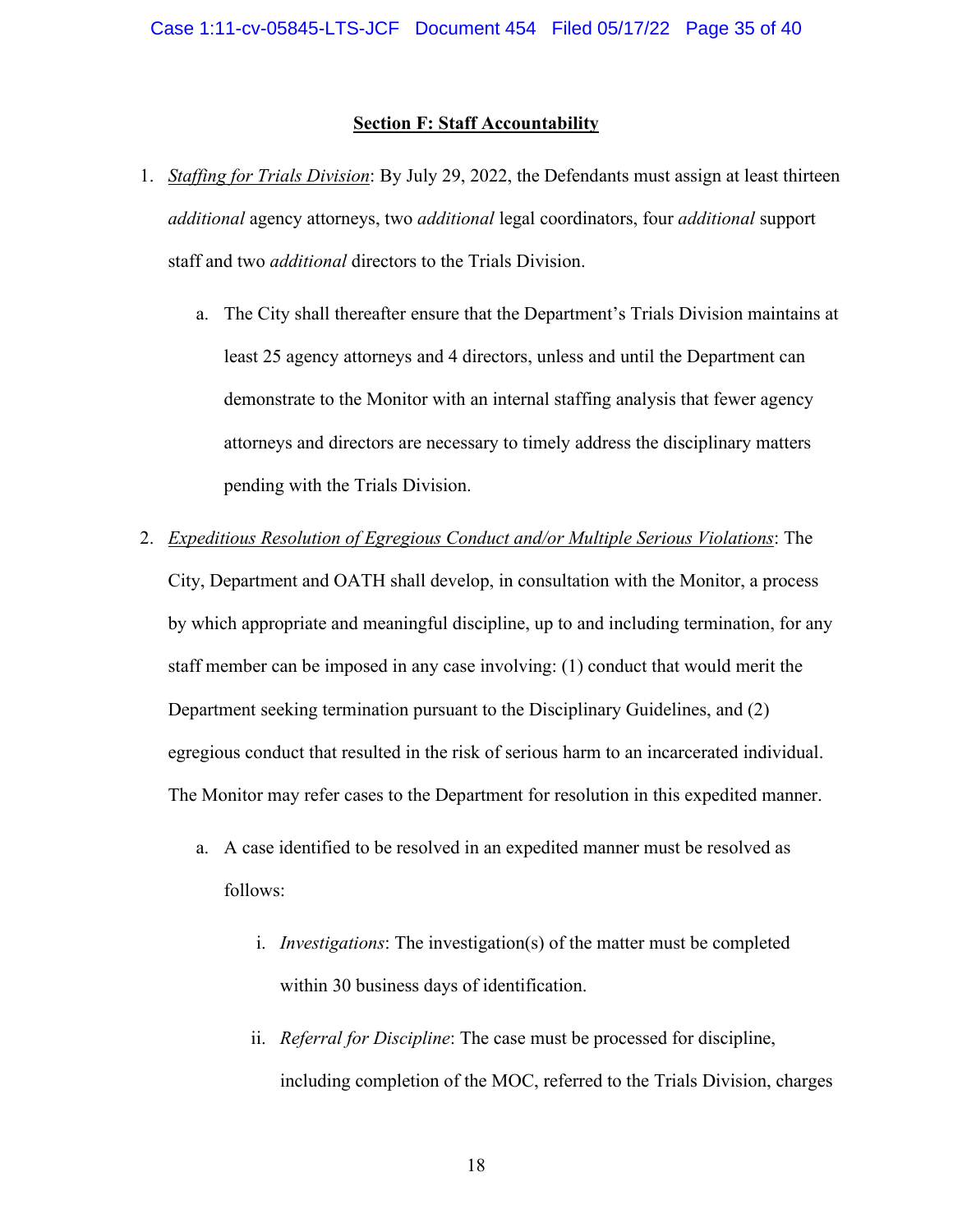**Section F: Staff Accountability**

1. *Staffing for Trials Division*: By July 29, 2022, the Defendants must assign at least thirteen *additional* agency attorneys, two *additional* legal coordinators, four *additional* support staff and two *additional* directors to the Trials Division.

   a. The City shall thereafter ensure that the Department's Trials Division maintains at least 25 agency attorneys and 4 directors, unless and until the Department can demonstrate to the Monitor with an internal staffing analysis that fewer agency attorneys and directors are necessary to timely address the disciplinary matters pending with the Trials Division.

2. *Expeditious Resolution of Egregious Conduct and/or Multiple Serious Violations*: The City, Department and OATH shall develop, in consultation with the Monitor, a process by which appropriate and meaningful discipline, up to and including termination, for any staff member can be imposed in any case involving: (1) conduct that would merit the Department seeking termination pursuant to the Disciplinary Guidelines, and (2) egregious conduct that resulted in the risk of serious harm to an incarcerated individual. The Monitor may refer cases to the Department for resolution in this expedited manner.

   a. A case identified to be resolved in an expedited manner must be resolved as follows:

      i. *Investigations*: The investigation(s) of the matter must be completed within 30 business days of identification.

      ii. *Referral for Discipline*: The case must be processed for discipline, including completion of the MOC, referred to the Trials Division, charges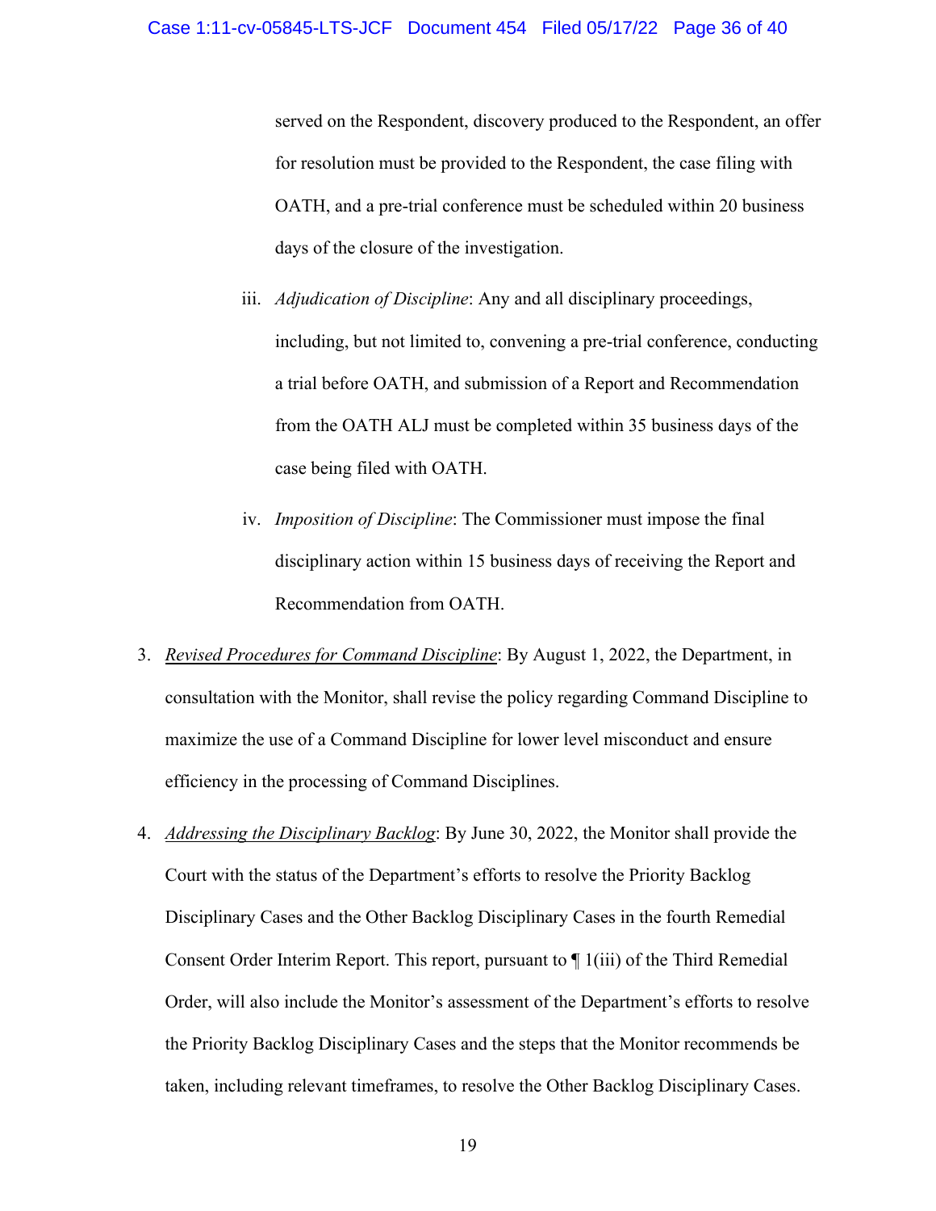served on the Respondent, discovery produced to the Respondent, an offer for resolution must be provided to the Respondent, the case filing with OATH, and a pre-trial conference must be scheduled within 20 business days of the closure of the investigation.

iii. *Adjudication of Discipline*: Any and all disciplinary proceedings, including, but not limited to, convening a pre-trial conference, conducting a trial before OATH, and submission of a Report and Recommendation from the OATH ALJ must be completed within 35 business days of the case being filed with OATH.

iv. *Imposition of Discipline*: The Commissioner must impose the final disciplinary action within 15 business days of receiving the Report and Recommendation from OATH.

3. *Revised Procedures for Command Discipline*: By August 1, 2022, the Department, in consultation with the Monitor, shall revise the policy regarding Command Discipline to maximize the use of a Command Discipline for lower level misconduct and ensure efficiency in the processing of Command Disciplines.

4. *Addressing the Disciplinary Backlog*: By June 30, 2022, the Monitor shall provide the Court with the status of the Department's efforts to resolve the Priority Backlog Disciplinary Cases and the Other Backlog Disciplinary Cases in the fourth Remedial Consent Order Interim Report. This report, pursuant to ¶ 1(iii) of the Third Remedial Order, will also include the Monitor's assessment of the Department's efforts to resolve the Priority Backlog Disciplinary Cases and the steps that the Monitor recommends be taken, including relevant timeframes, to resolve the Other Backlog Disciplinary Cases.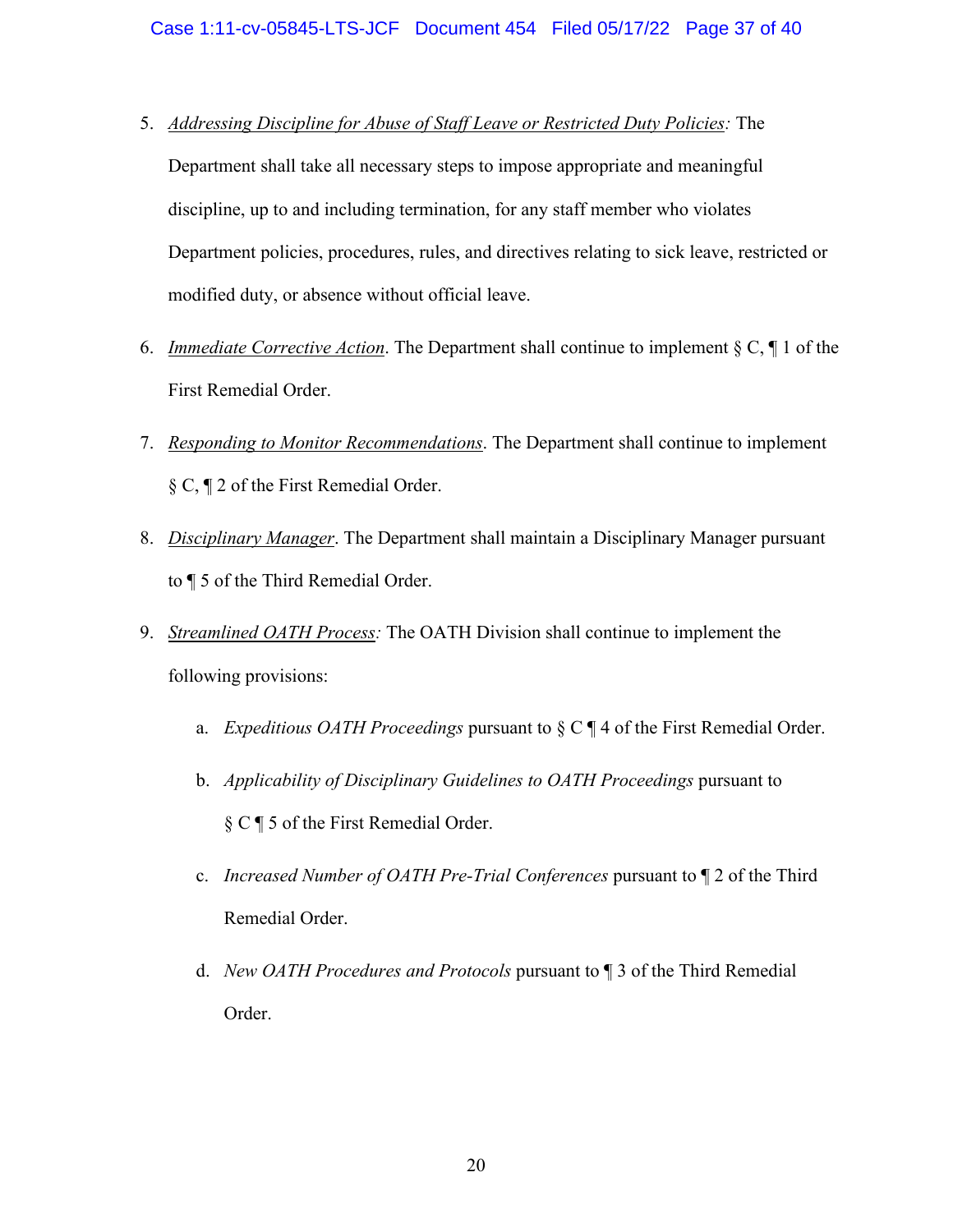5. *Addressing Discipline for Abuse of Staff Leave or Restricted Duty Policies:* The Department shall take all necessary steps to impose appropriate and meaningful discipline, up to and including termination, for any staff member who violates Department policies, procedures, rules, and directives relating to sick leave, restricted or modified duty, or absence without official leave.

6. *Immediate Corrective Action*. The Department shall continue to implement § C, ¶ 1 of the First Remedial Order.

7. *Responding to Monitor Recommendations*. The Department shall continue to implement § C, ¶ 2 of the First Remedial Order.

8. *Disciplinary Manager*. The Department shall maintain a Disciplinary Manager pursuant to ¶ 5 of the Third Remedial Order.

9. *Streamlined OATH Process:* The OATH Division shall continue to implement the following provisions:

   a. *Expeditious OATH Proceedings* pursuant to § C ¶ 4 of the First Remedial Order.

   b. *Applicability of Disciplinary Guidelines to OATH Proceedings* pursuant to § C ¶ 5 of the First Remedial Order.

   c. *Increased Number of OATH Pre-Trial Conferences* pursuant to ¶ 2 of the Third Remedial Order.

   d. *New OATH Procedures and Protocols* pursuant to ¶ 3 of the Third Remedial Order.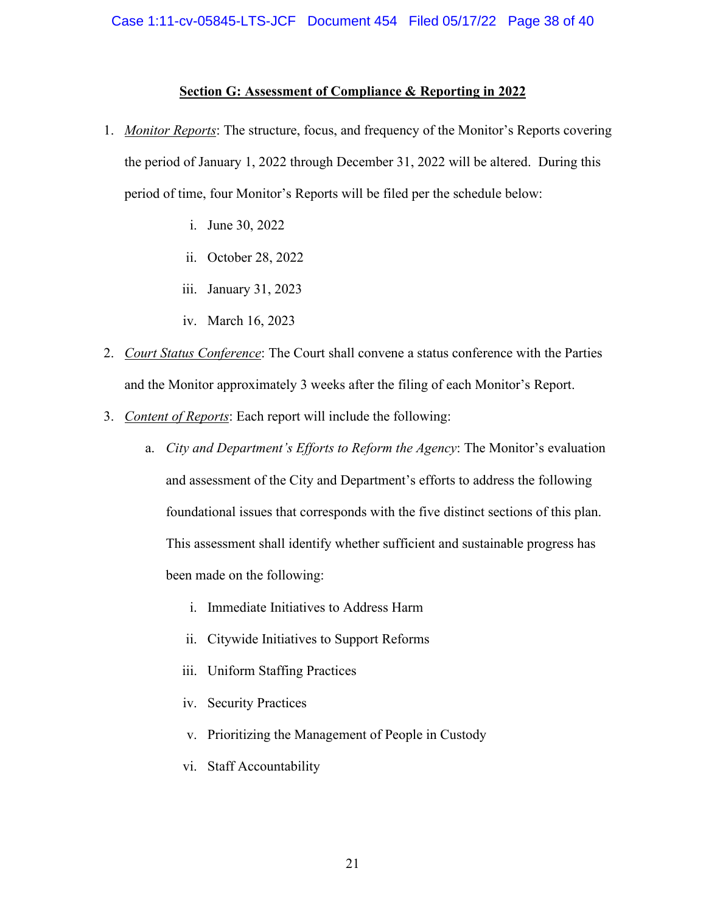**Section G: Assessment of Compliance & Reporting in 2022**

1. *Monitor Reports*: The structure, focus, and frequency of the Monitor's Reports covering the period of January 1, 2022 through December 31, 2022 will be altered. During this period of time, four Monitor's Reports will be filed per the schedule below:

   i. June 30, 2022

   ii. October 28, 2022

   iii. January 31, 2023

   iv. March 16, 2023

2. *Court Status Conference*: The Court shall convene a status conference with the Parties and the Monitor approximately 3 weeks after the filing of each Monitor's Report.

3. *Content of Reports*: Each report will include the following:

   a. *City and Department's Efforts to Reform the Agency*: The Monitor's evaluation and assessment of the City and Department's efforts to address the following foundational issues that corresponds with the five distinct sections of this plan. This assessment shall identify whether sufficient and sustainable progress has been made on the following:

      i. Immediate Initiatives to Address Harm

      ii. Citywide Initiatives to Support Reforms

      iii. Uniform Staffing Practices

      iv. Security Practices

      v. Prioritizing the Management of People in Custody

      vi. Staff Accountability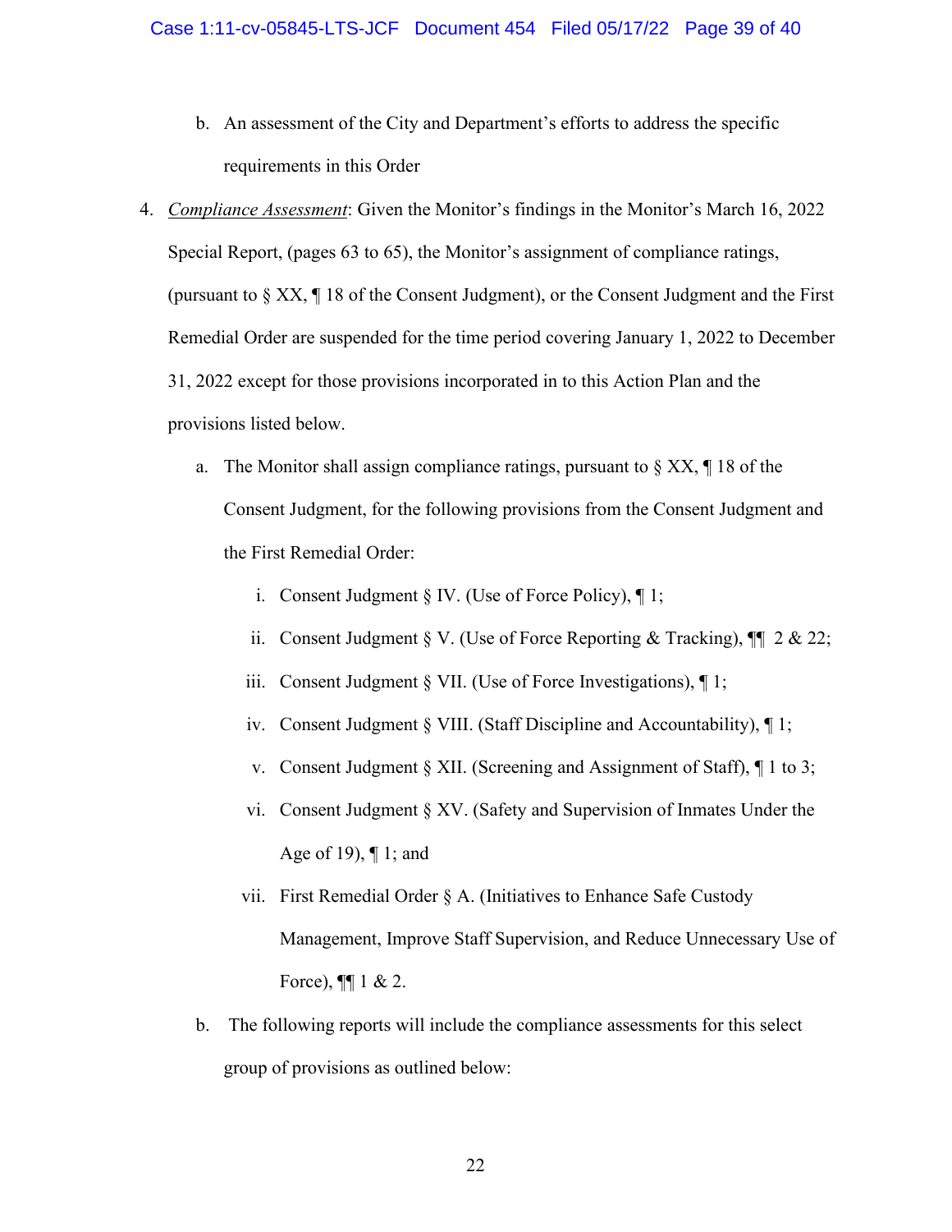b. An assessment of the City and Department's efforts to address the specific requirements in this Order

4. *Compliance Assessment*: Given the Monitor's findings in the Monitor's March 16, 2022 Special Report, (pages 63 to 65), the Monitor's assignment of compliance ratings, (pursuant to § XX, ¶ 18 of the Consent Judgment), or the Consent Judgment and the First Remedial Order are suspended for the time period covering January 1, 2022 to December 31, 2022 except for those provisions incorporated in to this Action Plan and the provisions listed below.

   a. The Monitor shall assign compliance ratings, pursuant to § XX, ¶ 18 of the Consent Judgment, for the following provisions from the Consent Judgment and the First Remedial Order:

      i. Consent Judgment § IV. (Use of Force Policy), ¶ 1;

      ii. Consent Judgment § V. (Use of Force Reporting & Tracking), ¶¶ 2 & 22;

      iii. Consent Judgment § VII. (Use of Force Investigations), ¶ 1;

      iv. Consent Judgment § VIII. (Staff Discipline and Accountability), ¶ 1;

      v. Consent Judgment § XII. (Screening and Assignment of Staff), ¶ 1 to 3;

      vi. Consent Judgment § XV. (Safety and Supervision of Inmates Under the Age of 19), ¶ 1; and

      vii. First Remedial Order § A. (Initiatives to Enhance Safe Custody Management, Improve Staff Supervision, and Reduce Unnecessary Use of Force), ¶¶ 1 & 2.

   b. The following reports will include the compliance assessments for this select group of provisions as outlined below: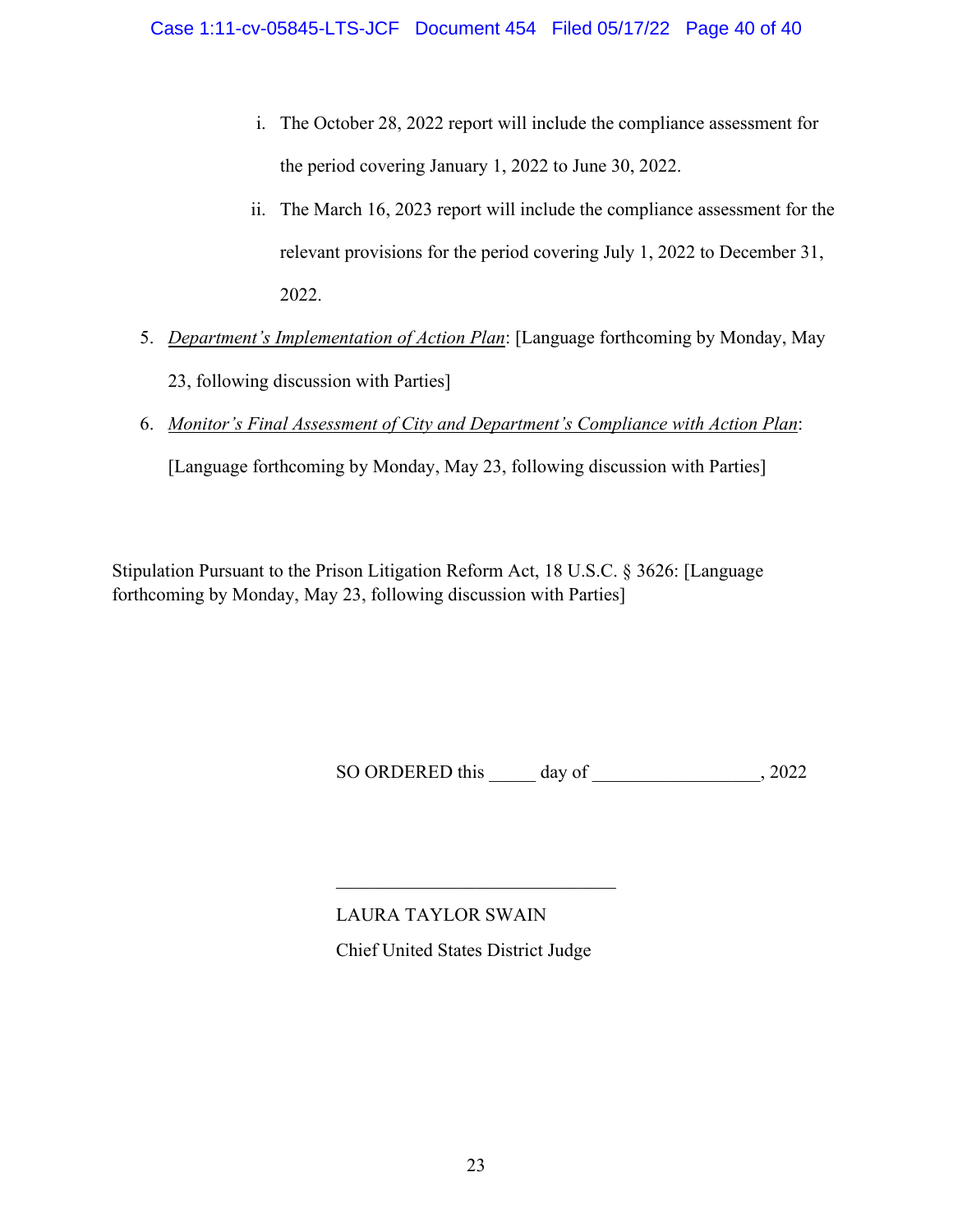i. The October 28, 2022 report will include the compliance assessment for the period covering January 1, 2022 to June 30, 2022.

ii. The March 16, 2023 report will include the compliance assessment for the relevant provisions for the period covering July 1, 2022 to December 31, 2022.

5. *Department's Implementation of Action Plan*: [Language forthcoming by Monday, May 23, following discussion with Parties]

6. *Monitor's Final Assessment of City and Department's Compliance with Action Plan*: [Language forthcoming by Monday, May 23, following discussion with Parties]

Stipulation Pursuant to the Prison Litigation Reform Act, 18 U.S.C. § 3626: [Language forthcoming by Monday, May 23, following discussion with Parties]

SO ORDERED this _____ day of __________________, 2022

______________________________

LAURA TAYLOR SWAIN

Chief United States District Judge